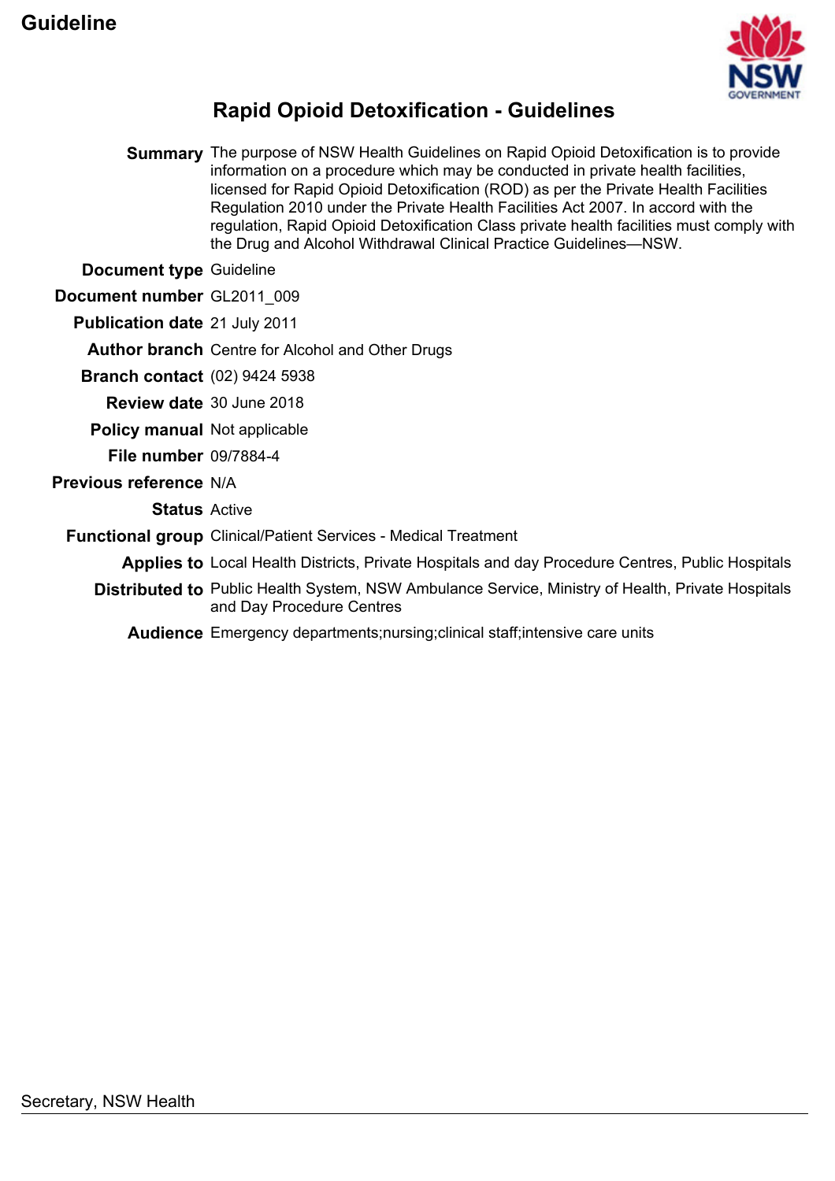**Guideline**

# Rapid Opioid Detoxification - Guidelines

| | |
|---|---|
| **Summary** | The purpose of NSW Health Guidelines on Rapid Opioid Detoxification is to provide information on a procedure which may be conducted in private health facilities, licensed for Rapid Opioid Detoxification (ROD) as per the Private Health Facilities Regulation 2010 under the Private Health Facilities Act 2007. In accord with the regulation, Rapid Opioid Detoxification Class private health facilities must comply with the Drug and Alcohol Withdrawal Clinical Practice Guidelines—NSW. |
| **Document type** | Guideline |
| **Document number** | GL2011_009 |
| **Publication date** | 21 July 2011 |
| **Author branch** | Centre for Alcohol and Other Drugs |
| **Branch contact** | (02) 9424 5938 |
| **Review date** | 30 June 2018 |
| **Policy manual** | Not applicable |
| **File number** | 09/7884-4 |
| **Previous reference** | N/A |
| **Status** | Active |
| **Functional group** | Clinical/Patient Services - Medical Treatment |
| **Applies to** | Local Health Districts, Private Hospitals and day Procedure Centres, Public Hospitals |
| **Distributed to** | Public Health System, NSW Ambulance Service, Ministry of Health, Private Hospitals and Day Procedure Centres |
| **Audience** | Emergency departments;nursing;clinical staff;intensive care units |

Secretary, NSW Health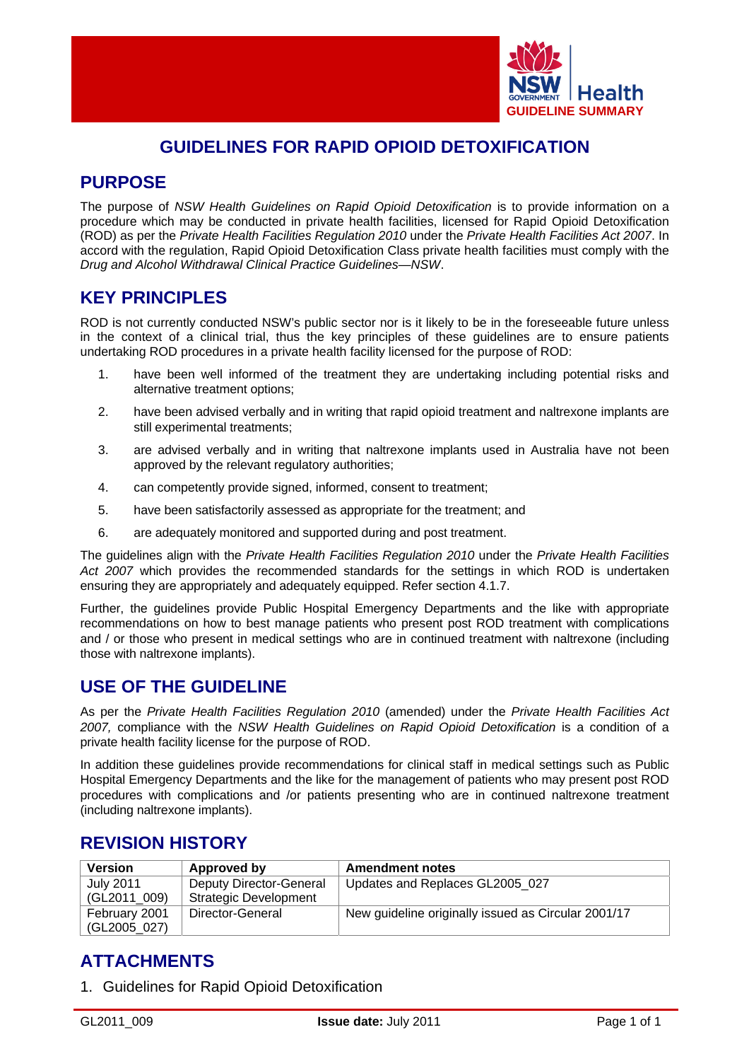GUIDELINE SUMMARY

# GUIDELINES FOR RAPID OPIOID DETOXIFICATION

## PURPOSE

The purpose of *NSW Health Guidelines on Rapid Opioid Detoxification* is to provide information on a procedure which may be conducted in private health facilities, licensed for Rapid Opioid Detoxification (ROD) as per the *Private Health Facilities Regulation 2010* under the *Private Health Facilities Act 2007*. In accord with the regulation, Rapid Opioid Detoxification Class private health facilities must comply with the *Drug and Alcohol Withdrawal Clinical Practice Guidelines—NSW*.

## KEY PRINCIPLES

ROD is not currently conducted NSW's public sector nor is it likely to be in the foreseeable future unless in the context of a clinical trial, thus the key principles of these guidelines are to ensure patients undertaking ROD procedures in a private health facility licensed for the purpose of ROD:

1. have been well informed of the treatment they are undertaking including potential risks and alternative treatment options;
2. have been advised verbally and in writing that rapid opioid treatment and naltrexone implants are still experimental treatments;
3. are advised verbally and in writing that naltrexone implants used in Australia have not been approved by the relevant regulatory authorities;
4. can competently provide signed, informed, consent to treatment;
5. have been satisfactorily assessed as appropriate for the treatment; and
6. are adequately monitored and supported during and post treatment.

The guidelines align with the *Private Health Facilities Regulation 2010* under the *Private Health Facilities Act 2007* which provides the recommended standards for the settings in which ROD is undertaken ensuring they are appropriately and adequately equipped. Refer section 4.1.7.

Further, the guidelines provide Public Hospital Emergency Departments and the like with appropriate recommendations on how to best manage patients who present post ROD treatment with complications and / or those who present in medical settings who are in continued treatment with naltrexone (including those with naltrexone implants).

## USE OF THE GUIDELINE

As per the *Private Health Facilities Regulation 2010* (amended) under the *Private Health Facilities Act 2007,* compliance with the *NSW Health Guidelines on Rapid Opioid Detoxification* is a condition of a private health facility license for the purpose of ROD.

In addition these guidelines provide recommendations for clinical staff in medical settings such as Public Hospital Emergency Departments and the like for the management of patients who may present post ROD procedures with complications and /or patients presenting who are in continued naltrexone treatment (including naltrexone implants).

## REVISION HISTORY

| Version | Approved by | Amendment notes |
|---|---|---|
| July 2011 (GL2011_009) | Deputy Director-General Strategic Development | Updates and Replaces GL2005_027 |
| February 2001 (GL2005_027) | Director-General | New guideline originally issued as Circular 2001/17 |

## ATTACHMENTS

1. Guidelines for Rapid Opioid Detoxification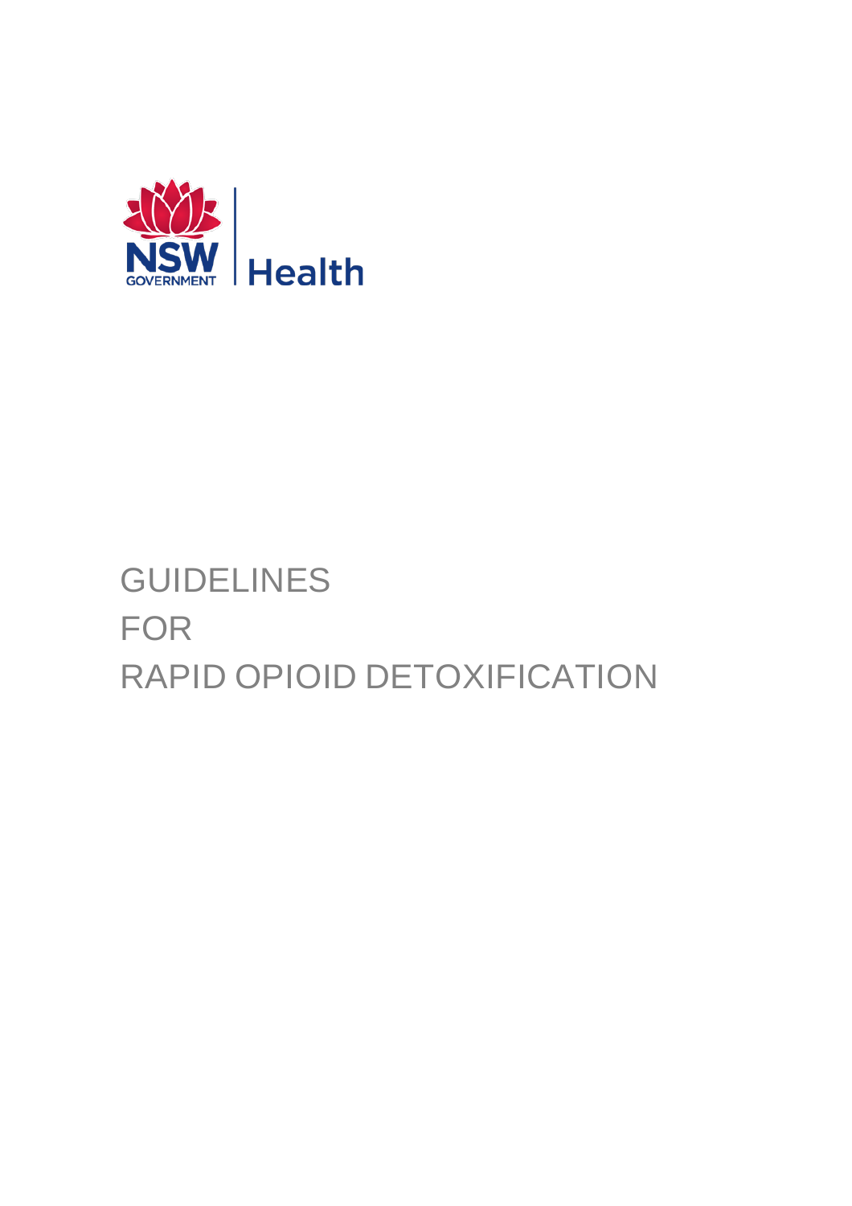NSW GOVERNMENT | Health

# GUIDELINES FOR RAPID OPIOID DETOXIFICATION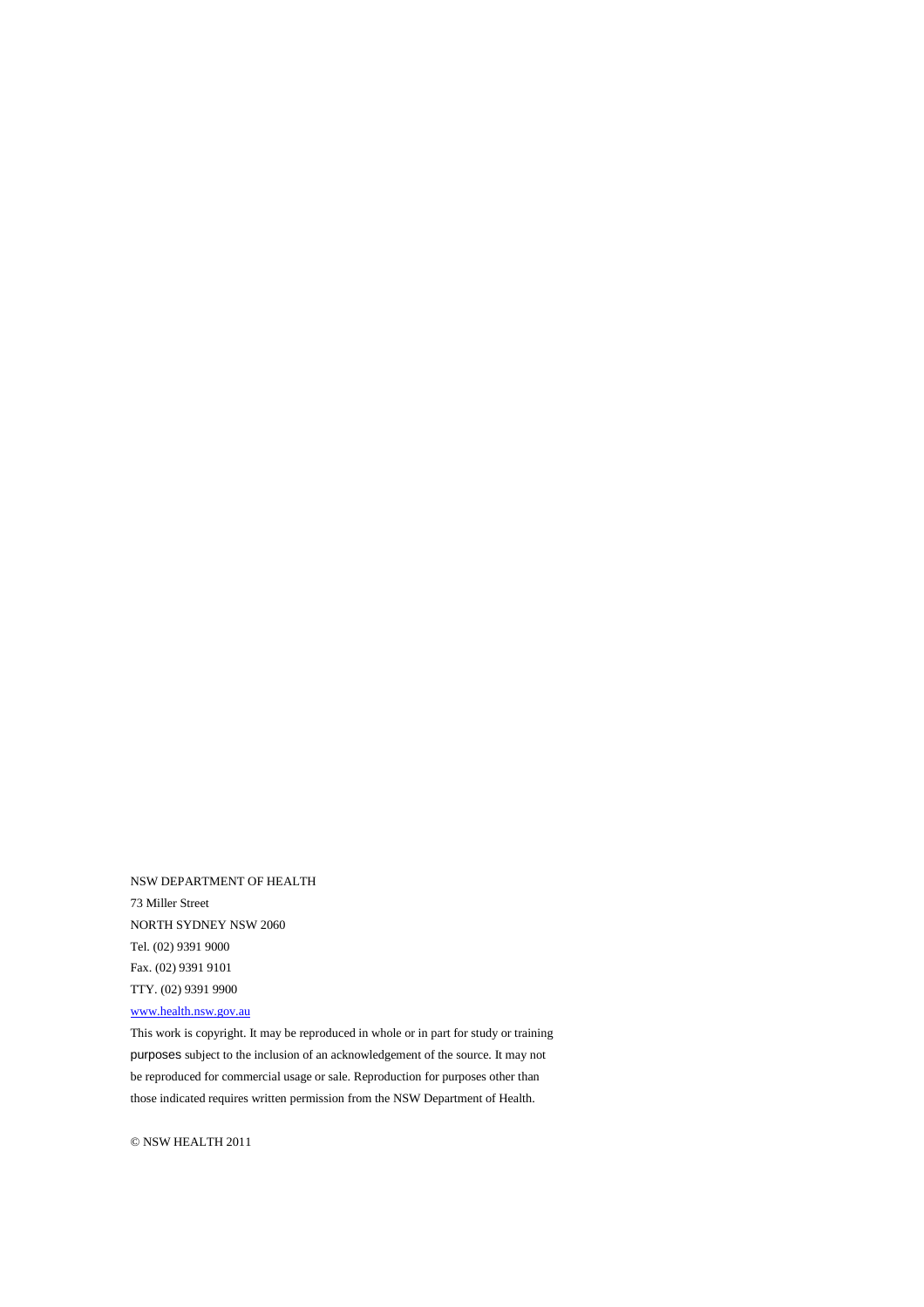NSW DEPARTMENT OF HEALTH

73 Miller Street

NORTH SYDNEY NSW 2060

Tel. (02) 9391 9000

Fax. (02) 9391 9101

TTY. (02) 9391 9900

www.health.nsw.gov.au

This work is copyright. It may be reproduced in whole or in part for study or training purposes subject to the inclusion of an acknowledgement of the source. It may not be reproduced for commercial usage or sale. Reproduction for purposes other than those indicated requires written permission from the NSW Department of Health.

© NSW HEALTH 2011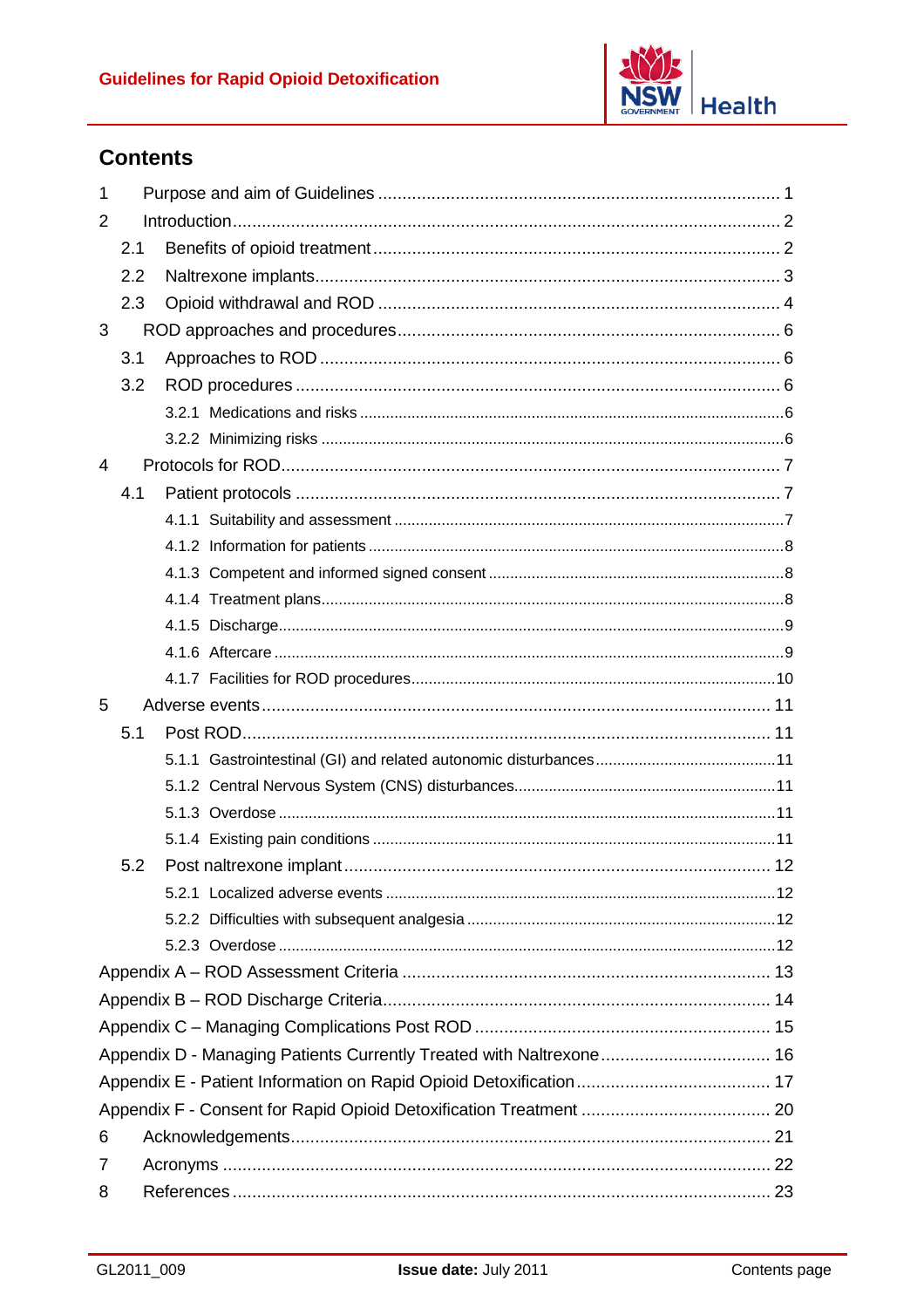## Contents

| | | |
|---|---|---|
| 1 | Purpose and aim of Guidelines | 1 |
| 2 | Introduction | 2 |
| 2.1 | Benefits of opioid treatment | 2 |
| 2.2 | Naltrexone implants | 3 |
| 2.3 | Opioid withdrawal and ROD | 4 |
| 3 | ROD approaches and procedures | 6 |
| 3.1 | Approaches to ROD | 6 |
| 3.2 | ROD procedures | 6 |
| 3.2.1 | Medications and risks | 6 |
| 3.2.2 | Minimizing risks | 6 |
| 4 | Protocols for ROD | 7 |
| 4.1 | Patient protocols | 7 |
| 4.1.1 | Suitability and assessment | 7 |
| 4.1.2 | Information for patients | 8 |
| 4.1.3 | Competent and informed signed consent | 8 |
| 4.1.4 | Treatment plans | 8 |
| 4.1.5 | Discharge | 9 |
| 4.1.6 | Aftercare | 9 |
| 4.1.7 | Facilities for ROD procedures | 10 |
| 5 | Adverse events | 11 |
| 5.1 | Post ROD | 11 |
| 5.1.1 | Gastrointestinal (GI) and related autonomic disturbances | 11 |
| 5.1.2 | Central Nervous System (CNS) disturbances | 11 |
| 5.1.3 | Overdose | 11 |
| 5.1.4 | Existing pain conditions | 11 |
| 5.2 | Post naltrexone implant | 12 |
| 5.2.1 | Localized adverse events | 12 |
| 5.2.2 | Difficulties with subsequent analgesia | 12 |
| 5.2.3 | Overdose | 12 |
| | Appendix A – ROD Assessment Criteria | 13 |
| | Appendix B – ROD Discharge Criteria | 14 |
| | Appendix C – Managing Complications Post ROD | 15 |
| | Appendix D - Managing Patients Currently Treated with Naltrexone | 16 |
| | Appendix E - Patient Information on Rapid Opioid Detoxification | 17 |
| | Appendix F - Consent for Rapid Opioid Detoxification Treatment | 20 |
| 6 | Acknowledgements | 21 |
| 7 | Acronyms | 22 |
| 8 | References | 23 |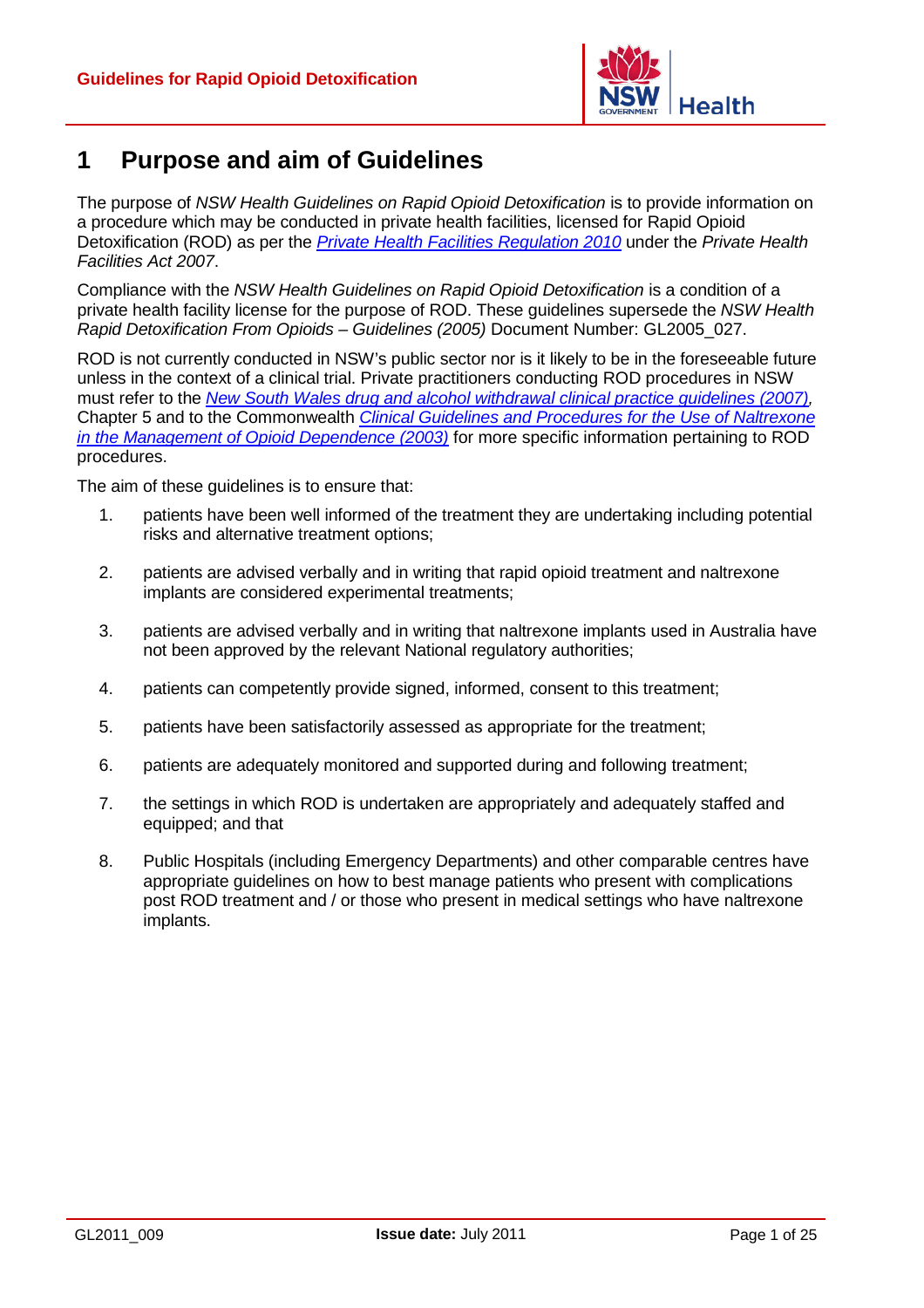# 1 Purpose and aim of Guidelines

The purpose of *NSW Health Guidelines on Rapid Opioid Detoxification* is to provide information on a procedure which may be conducted in private health facilities, licensed for Rapid Opioid Detoxification (ROD) as per the *Private Health Facilities Regulation 2010* under the *Private Health Facilities Act 2007*.

Compliance with the *NSW Health Guidelines on Rapid Opioid Detoxification* is a condition of a private health facility license for the purpose of ROD. These guidelines supersede the *NSW Health Rapid Detoxification From Opioids – Guidelines (2005)* Document Number: GL2005_027.

ROD is not currently conducted in NSW's public sector nor is it likely to be in the foreseeable future unless in the context of a clinical trial. Private practitioners conducting ROD procedures in NSW must refer to the *New South Wales drug and alcohol withdrawal clinical practice guidelines (2007)*, Chapter 5 and to the Commonwealth *Clinical Guidelines and Procedures for the Use of Naltrexone in the Management of Opioid Dependence (2003)* for more specific information pertaining to ROD procedures.

The aim of these guidelines is to ensure that:

1. patients have been well informed of the treatment they are undertaking including potential risks and alternative treatment options;
2. patients are advised verbally and in writing that rapid opioid treatment and naltrexone implants are considered experimental treatments;
3. patients are advised verbally and in writing that naltrexone implants used in Australia have not been approved by the relevant National regulatory authorities;
4. patients can competently provide signed, informed, consent to this treatment;
5. patients have been satisfactorily assessed as appropriate for the treatment;
6. patients are adequately monitored and supported during and following treatment;
7. the settings in which ROD is undertaken are appropriately and adequately staffed and equipped; and that
8. Public Hospitals (including Emergency Departments) and other comparable centres have appropriate guidelines on how to best manage patients who present with complications post ROD treatment and / or those who present in medical settings who have naltrexone implants.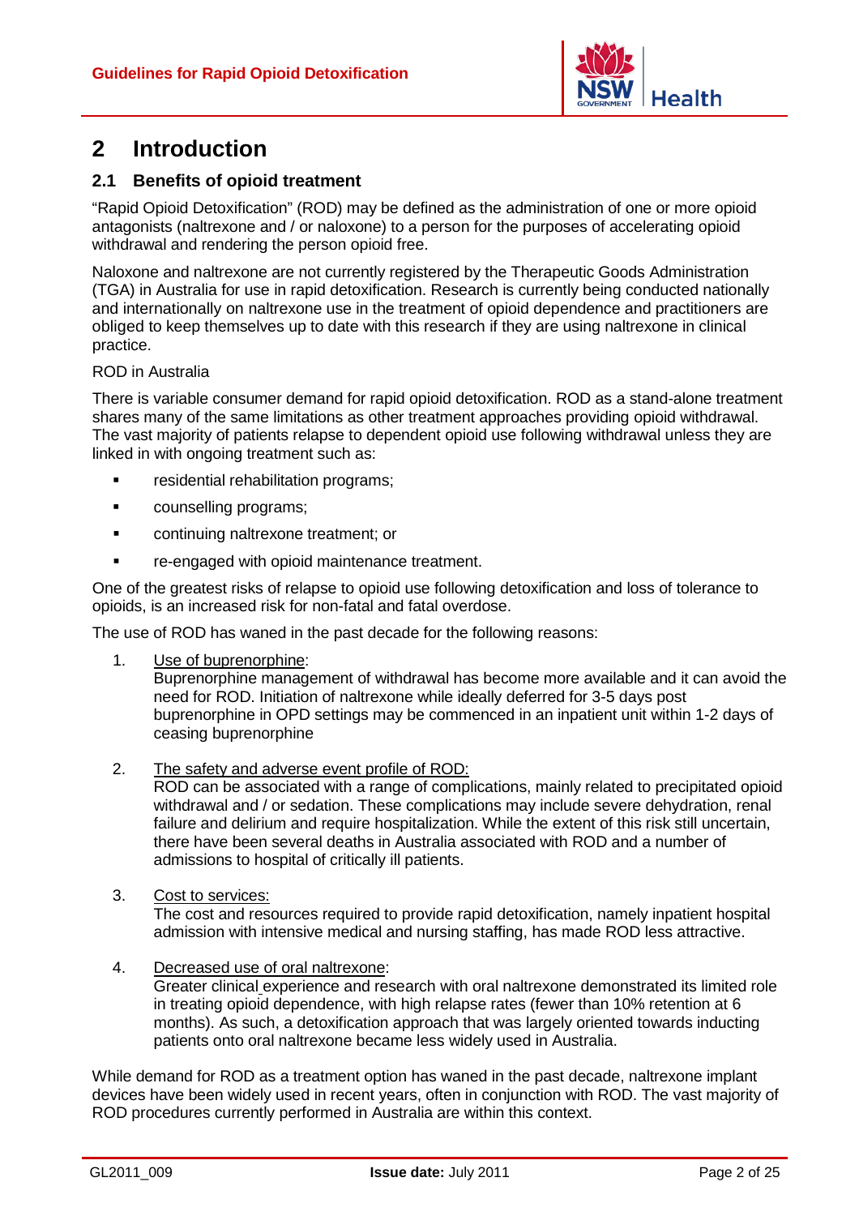# 2 Introduction

## 2.1 Benefits of opioid treatment

"Rapid Opioid Detoxification" (ROD) may be defined as the administration of one or more opioid antagonists (naltrexone and / or naloxone) to a person for the purposes of accelerating opioid withdrawal and rendering the person opioid free.

Naloxone and naltrexone are not currently registered by the Therapeutic Goods Administration (TGA) in Australia for use in rapid detoxification. Research is currently being conducted nationally and internationally on naltrexone use in the treatment of opioid dependence and practitioners are obliged to keep themselves up to date with this research if they are using naltrexone in clinical practice.

ROD in Australia

There is variable consumer demand for rapid opioid detoxification. ROD as a stand-alone treatment shares many of the same limitations as other treatment approaches providing opioid withdrawal. The vast majority of patients relapse to dependent opioid use following withdrawal unless they are linked in with ongoing treatment such as:

- residential rehabilitation programs;
- counselling programs;
- continuing naltrexone treatment; or
- re-engaged with opioid maintenance treatment.

One of the greatest risks of relapse to opioid use following detoxification and loss of tolerance to opioids, is an increased risk for non-fatal and fatal overdose.

The use of ROD has waned in the past decade for the following reasons:

1. Use of buprenorphine:
   Buprenorphine management of withdrawal has become more available and it can avoid the need for ROD. Initiation of naltrexone while ideally deferred for 3-5 days post buprenorphine in OPD settings may be commenced in an inpatient unit within 1-2 days of ceasing buprenorphine

2. The safety and adverse event profile of ROD:
   ROD can be associated with a range of complications, mainly related to precipitated opioid withdrawal and / or sedation. These complications may include severe dehydration, renal failure and delirium and require hospitalization. While the extent of this risk still uncertain, there have been several deaths in Australia associated with ROD and a number of admissions to hospital of critically ill patients.

3. Cost to services:
   The cost and resources required to provide rapid detoxification, namely inpatient hospital admission with intensive medical and nursing staffing, has made ROD less attractive.

4. Decreased use of oral naltrexone:
   Greater clinical experience and research with oral naltrexone demonstrated its limited role in treating opioid dependence, with high relapse rates (fewer than 10% retention at 6 months). As such, a detoxification approach that was largely oriented towards inducting patients onto oral naltrexone became less widely used in Australia.

While demand for ROD as a treatment option has waned in the past decade, naltrexone implant devices have been widely used in recent years, often in conjunction with ROD. The vast majority of ROD procedures currently performed in Australia are within this context.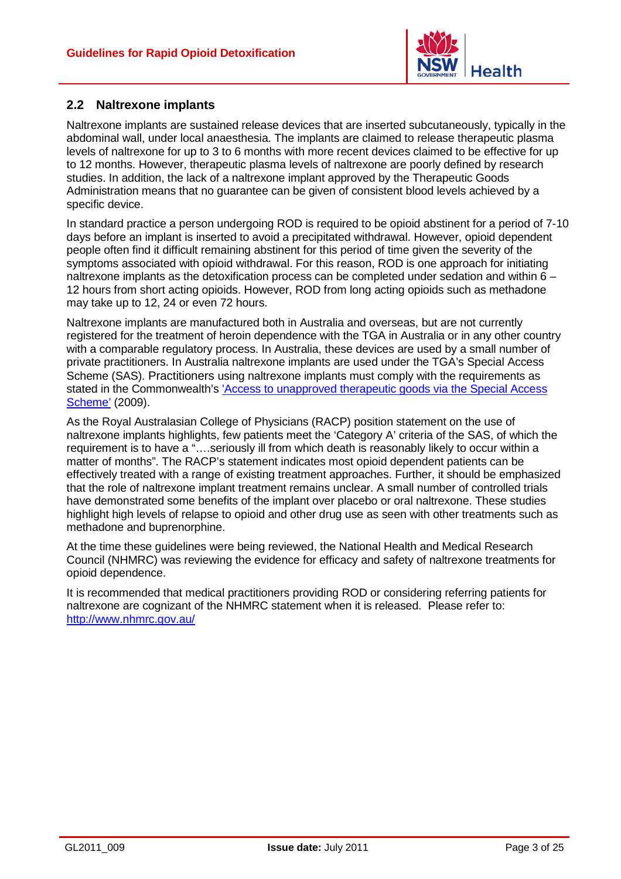## 2.2 Naltrexone implants

Naltrexone implants are sustained release devices that are inserted subcutaneously, typically in the abdominal wall, under local anaesthesia. The implants are claimed to release therapeutic plasma levels of naltrexone for up to 3 to 6 months with more recent devices claimed to be effective for up to 12 months. However, therapeutic plasma levels of naltrexone are poorly defined by research studies. In addition, the lack of a naltrexone implant approved by the Therapeutic Goods Administration means that no guarantee can be given of consistent blood levels achieved by a specific device.

In standard practice a person undergoing ROD is required to be opioid abstinent for a period of 7-10 days before an implant is inserted to avoid a precipitated withdrawal. However, opioid dependent people often find it difficult remaining abstinent for this period of time given the severity of the symptoms associated with opioid withdrawal. For this reason, ROD is one approach for initiating naltrexone implants as the detoxification process can be completed under sedation and within 6 – 12 hours from short acting opioids. However, ROD from long acting opioids such as methadone may take up to 12, 24 or even 72 hours.

Naltrexone implants are manufactured both in Australia and overseas, but are not currently registered for the treatment of heroin dependence with the TGA in Australia or in any other country with a comparable regulatory process. In Australia, these devices are used by a small number of private practitioners. In Australia naltrexone implants are used under the TGA's Special Access Scheme (SAS). Practitioners using naltrexone implants must comply with the requirements as stated in the Commonwealth's 'Access to unapproved therapeutic goods via the Special Access Scheme' (2009).

As the Royal Australasian College of Physicians (RACP) position statement on the use of naltrexone implants highlights, few patients meet the 'Category A' criteria of the SAS, of which the requirement is to have a "….seriously ill from which death is reasonably likely to occur within a matter of months". The RACP's statement indicates most opioid dependent patients can be effectively treated with a range of existing treatment approaches. Further, it should be emphasized that the role of naltrexone implant treatment remains unclear. A small number of controlled trials have demonstrated some benefits of the implant over placebo or oral naltrexone. These studies highlight high levels of relapse to opioid and other drug use as seen with other treatments such as methadone and buprenorphine.

At the time these guidelines were being reviewed, the National Health and Medical Research Council (NHMRC) was reviewing the evidence for efficacy and safety of naltrexone treatments for opioid dependence.

It is recommended that medical practitioners providing ROD or considering referring patients for naltrexone are cognizant of the NHMRC statement when it is released. Please refer to: http://www.nhmrc.gov.au/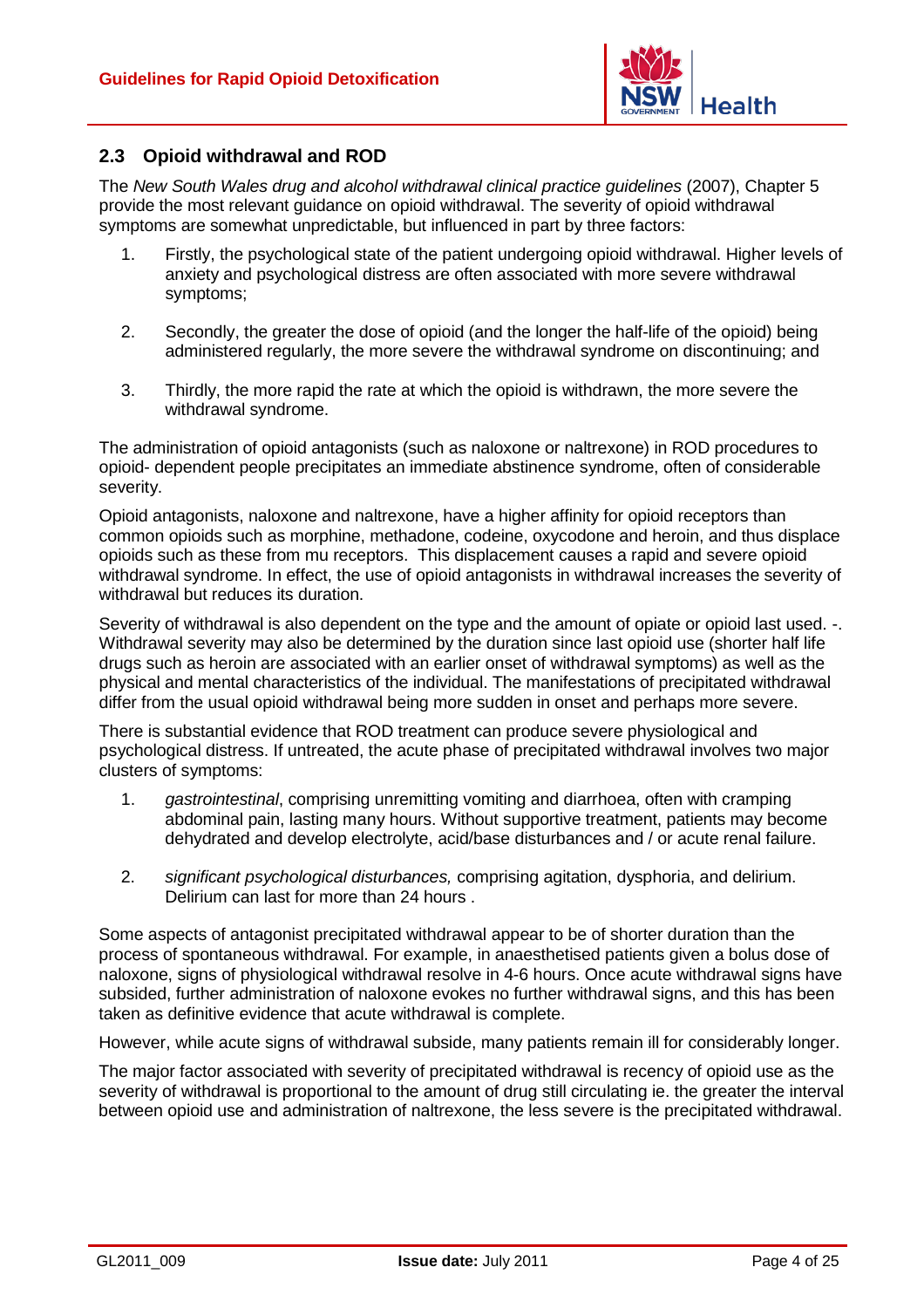## 2.3 Opioid withdrawal and ROD

The *New South Wales drug and alcohol withdrawal clinical practice guidelines* (2007), Chapter 5 provide the most relevant guidance on opioid withdrawal. The severity of opioid withdrawal symptoms are somewhat unpredictable, but influenced in part by three factors:

1. Firstly, the psychological state of the patient undergoing opioid withdrawal. Higher levels of anxiety and psychological distress are often associated with more severe withdrawal symptoms;

2. Secondly, the greater the dose of opioid (and the longer the half-life of the opioid) being administered regularly, the more severe the withdrawal syndrome on discontinuing; and

3. Thirdly, the more rapid the rate at which the opioid is withdrawn, the more severe the withdrawal syndrome.

The administration of opioid antagonists (such as naloxone or naltrexone) in ROD procedures to opioid- dependent people precipitates an immediate abstinence syndrome, often of considerable severity.

Opioid antagonists, naloxone and naltrexone, have a higher affinity for opioid receptors than common opioids such as morphine, methadone, codeine, oxycodone and heroin, and thus displace opioids such as these from mu receptors. This displacement causes a rapid and severe opioid withdrawal syndrome. In effect, the use of opioid antagonists in withdrawal increases the severity of withdrawal but reduces its duration.

Severity of withdrawal is also dependent on the type and the amount of opiate or opioid last used. -. Withdrawal severity may also be determined by the duration since last opioid use (shorter half life drugs such as heroin are associated with an earlier onset of withdrawal symptoms) as well as the physical and mental characteristics of the individual. The manifestations of precipitated withdrawal differ from the usual opioid withdrawal being more sudden in onset and perhaps more severe.

There is substantial evidence that ROD treatment can produce severe physiological and psychological distress. If untreated, the acute phase of precipitated withdrawal involves two major clusters of symptoms:

1. *gastrointestinal*, comprising unremitting vomiting and diarrhoea, often with cramping abdominal pain, lasting many hours. Without supportive treatment, patients may become dehydrated and develop electrolyte, acid/base disturbances and / or acute renal failure.

2. *significant psychological disturbances,* comprising agitation, dysphoria, and delirium. Delirium can last for more than 24 hours .

Some aspects of antagonist precipitated withdrawal appear to be of shorter duration than the process of spontaneous withdrawal. For example, in anaesthetised patients given a bolus dose of naloxone, signs of physiological withdrawal resolve in 4-6 hours. Once acute withdrawal signs have subsided, further administration of naloxone evokes no further withdrawal signs, and this has been taken as definitive evidence that acute withdrawal is complete.

However, while acute signs of withdrawal subside, many patients remain ill for considerably longer.

The major factor associated with severity of precipitated withdrawal is recency of opioid use as the severity of withdrawal is proportional to the amount of drug still circulating ie. the greater the interval between opioid use and administration of naltrexone, the less severe is the precipitated withdrawal.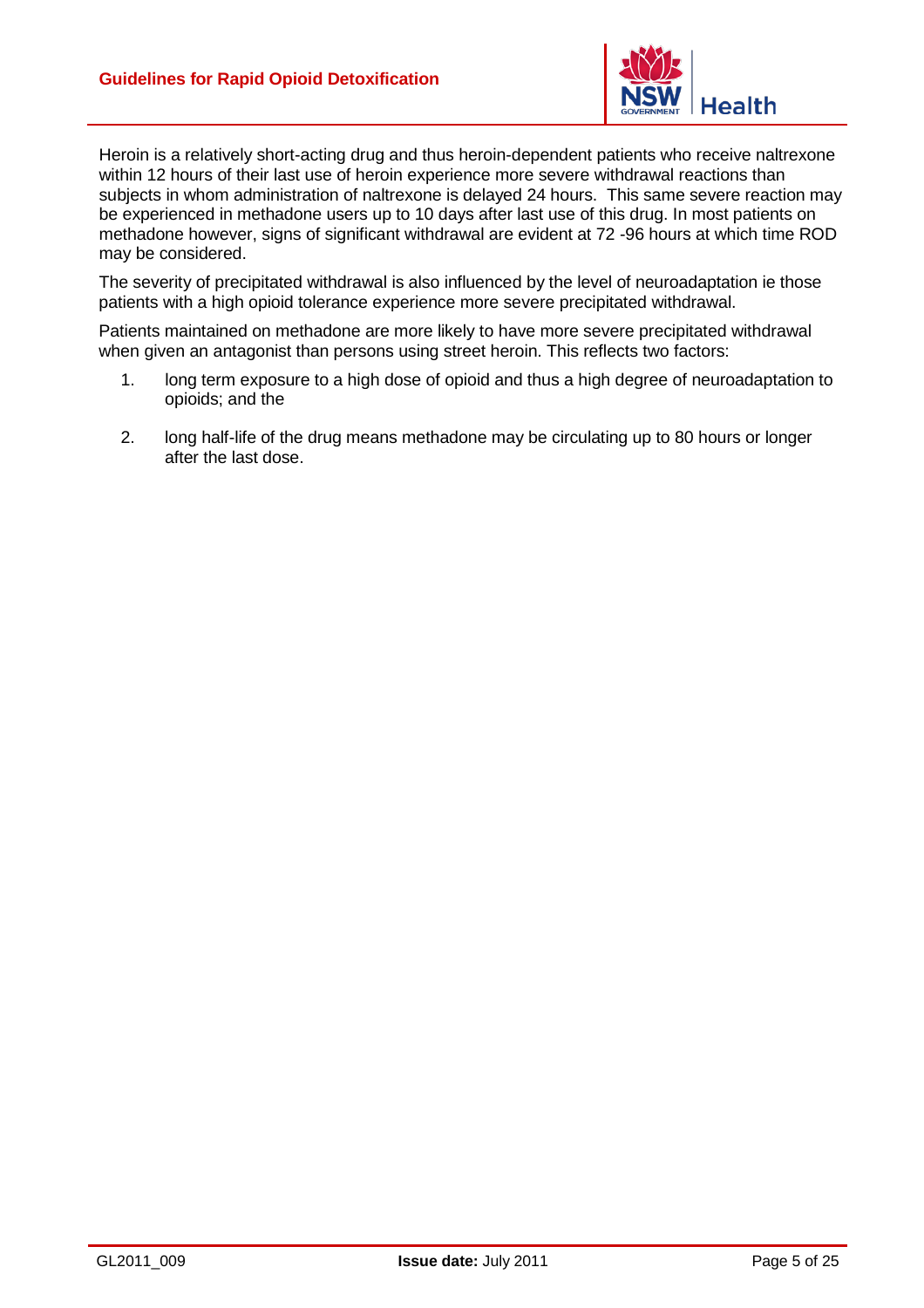Heroin is a relatively short-acting drug and thus heroin-dependent patients who receive naltrexone within 12 hours of their last use of heroin experience more severe withdrawal reactions than subjects in whom administration of naltrexone is delayed 24 hours.  This same severe reaction may be experienced in methadone users up to 10 days after last use of this drug. In most patients on methadone however, signs of significant withdrawal are evident at 72 -96 hours at which time ROD may be considered.

The severity of precipitated withdrawal is also influenced by the level of neuroadaptation ie those patients with a high opioid tolerance experience more severe precipitated withdrawal.

Patients maintained on methadone are more likely to have more severe precipitated withdrawal when given an antagonist than persons using street heroin. This reflects two factors:

1. long term exposure to a high dose of opioid and thus a high degree of neuroadaptation to opioids; and the
2. long half-life of the drug means methadone may be circulating up to 80 hours or longer after the last dose.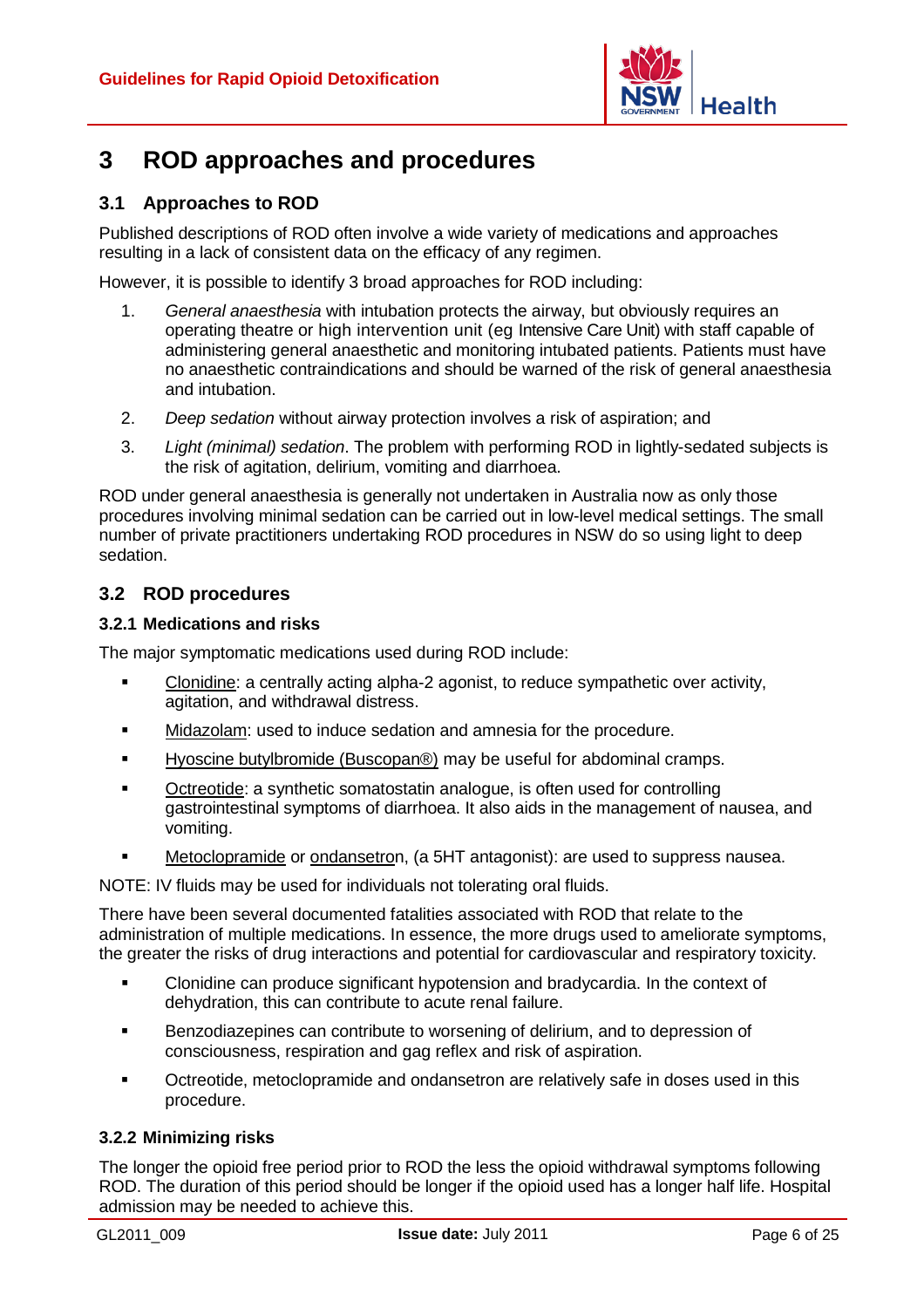# 3 ROD approaches and procedures

## 3.1 Approaches to ROD

Published descriptions of ROD often involve a wide variety of medications and approaches resulting in a lack of consistent data on the efficacy of any regimen.

However, it is possible to identify 3 broad approaches for ROD including:

1. *General anaesthesia* with intubation protects the airway, but obviously requires an operating theatre or high intervention unit (eg Intensive Care Unit) with staff capable of administering general anaesthetic and monitoring intubated patients. Patients must have no anaesthetic contraindications and should be warned of the risk of general anaesthesia and intubation.
2. *Deep sedation* without airway protection involves a risk of aspiration; and
3. *Light (minimal) sedation*. The problem with performing ROD in lightly-sedated subjects is the risk of agitation, delirium, vomiting and diarrhoea.

ROD under general anaesthesia is generally not undertaken in Australia now as only those procedures involving minimal sedation can be carried out in low-level medical settings. The small number of private practitioners undertaking ROD procedures in NSW do so using light to deep sedation.

## 3.2 ROD procedures

### 3.2.1 Medications and risks

The major symptomatic medications used during ROD include:

- Clonidine: a centrally acting alpha-2 agonist, to reduce sympathetic over activity, agitation, and withdrawal distress.
- Midazolam: used to induce sedation and amnesia for the procedure.
- Hyoscine butylbromide (Buscopan®) may be useful for abdominal cramps.
- Octreotide: a synthetic somatostatin analogue, is often used for controlling gastrointestinal symptoms of diarrhoea. It also aids in the management of nausea, and vomiting.
- Metoclopramide or ondansetron, (a 5HT antagonist): are used to suppress nausea.

NOTE: IV fluids may be used for individuals not tolerating oral fluids.

There have been several documented fatalities associated with ROD that relate to the administration of multiple medications. In essence, the more drugs used to ameliorate symptoms, the greater the risks of drug interactions and potential for cardiovascular and respiratory toxicity.

- Clonidine can produce significant hypotension and bradycardia. In the context of dehydration, this can contribute to acute renal failure.
- Benzodiazepines can contribute to worsening of delirium, and to depression of consciousness, respiration and gag reflex and risk of aspiration.
- Octreotide, metoclopramide and ondansetron are relatively safe in doses used in this procedure.

### 3.2.2 Minimizing risks

The longer the opioid free period prior to ROD the less the opioid withdrawal symptoms following ROD. The duration of this period should be longer if the opioid used has a longer half life. Hospital admission may be needed to achieve this.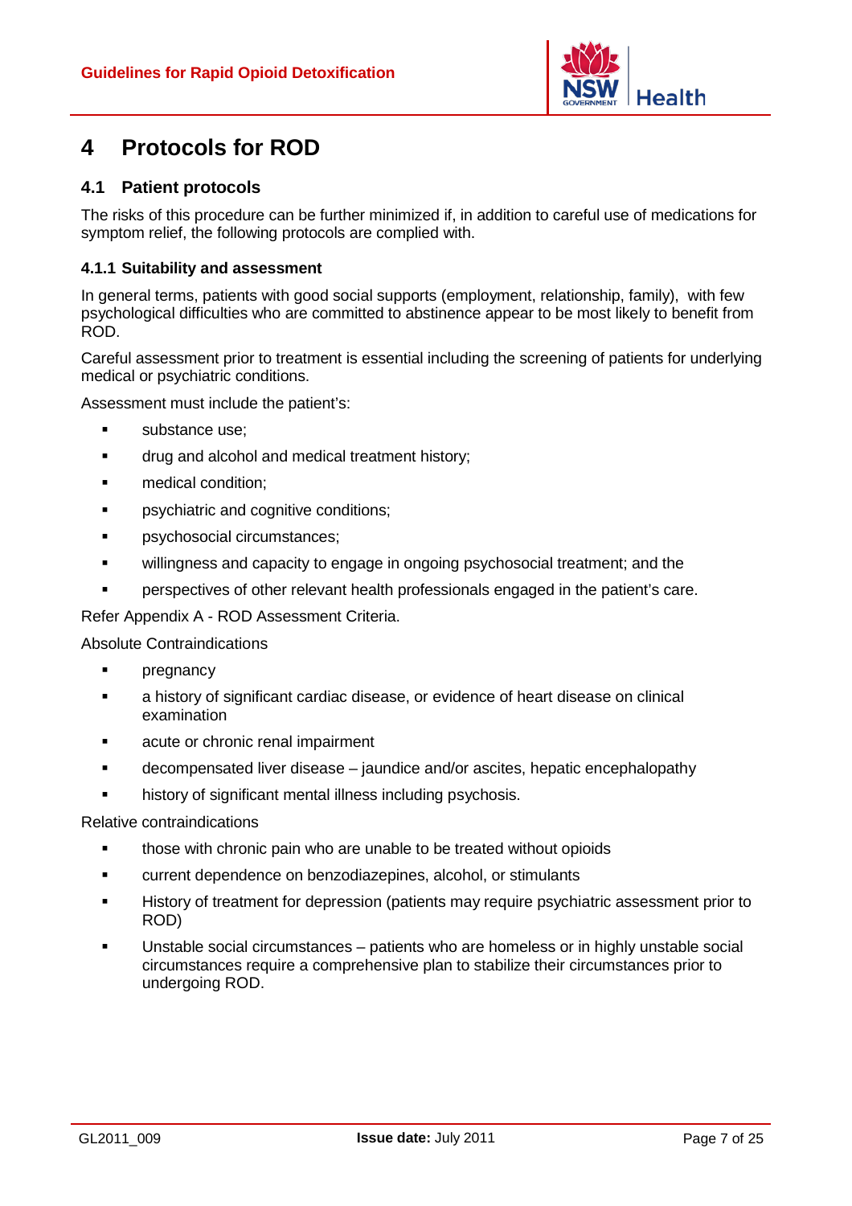# 4 Protocols for ROD

## 4.1 Patient protocols

The risks of this procedure can be further minimized if, in addition to careful use of medications for symptom relief, the following protocols are complied with.

### 4.1.1 Suitability and assessment

In general terms, patients with good social supports (employment, relationship, family), with few psychological difficulties who are committed to abstinence appear to be most likely to benefit from ROD.

Careful assessment prior to treatment is essential including the screening of patients for underlying medical or psychiatric conditions.

Assessment must include the patient's:

- substance use;
- drug and alcohol and medical treatment history;
- medical condition;
- psychiatric and cognitive conditions;
- psychosocial circumstances;
- willingness and capacity to engage in ongoing psychosocial treatment; and the
- perspectives of other relevant health professionals engaged in the patient's care.

Refer Appendix A - ROD Assessment Criteria.

Absolute Contraindications

- pregnancy
- a history of significant cardiac disease, or evidence of heart disease on clinical examination
- acute or chronic renal impairment
- decompensated liver disease – jaundice and/or ascites, hepatic encephalopathy
- history of significant mental illness including psychosis.

Relative contraindications

- those with chronic pain who are unable to be treated without opioids
- current dependence on benzodiazepines, alcohol, or stimulants
- History of treatment for depression (patients may require psychiatric assessment prior to ROD)
- Unstable social circumstances – patients who are homeless or in highly unstable social circumstances require a comprehensive plan to stabilize their circumstances prior to undergoing ROD.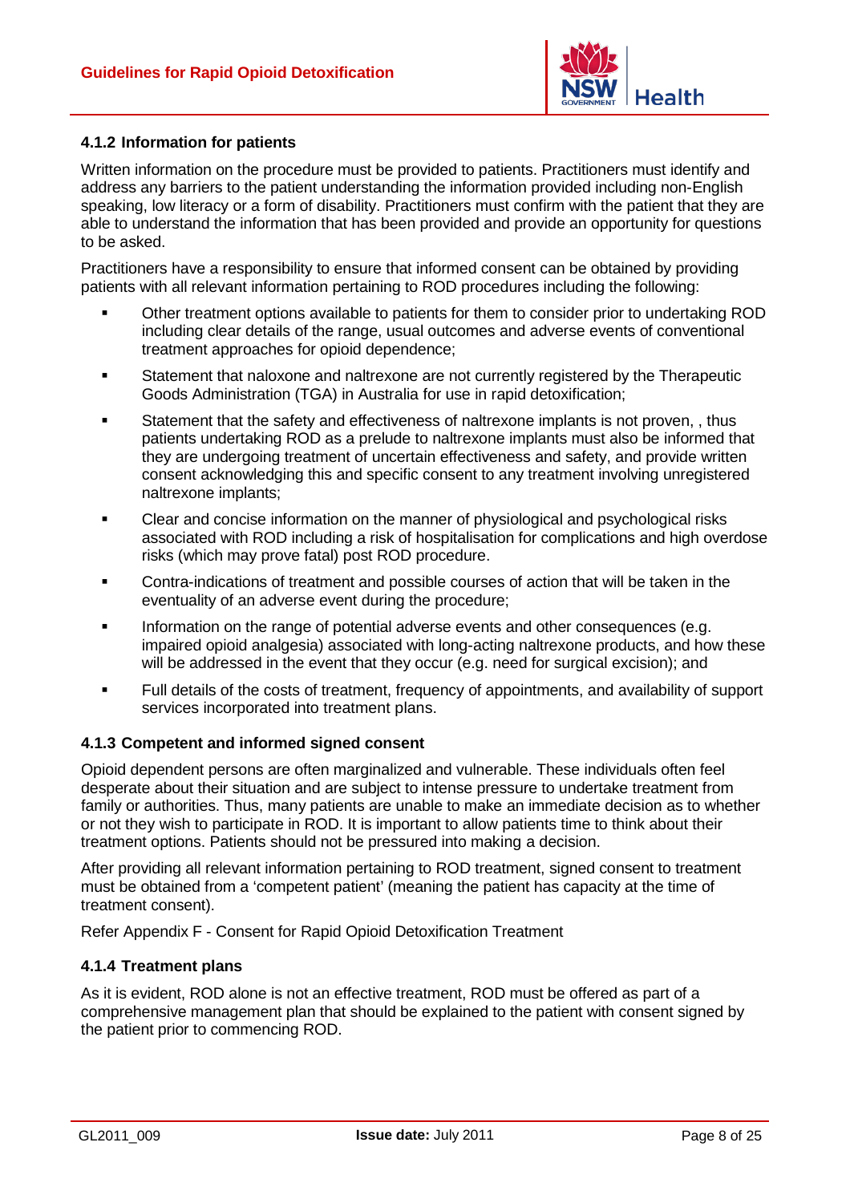#### 4.1.2 Information for patients

Written information on the procedure must be provided to patients. Practitioners must identify and address any barriers to the patient understanding the information provided including non-English speaking, low literacy or a form of disability. Practitioners must confirm with the patient that they are able to understand the information that has been provided and provide an opportunity for questions to be asked.

Practitioners have a responsibility to ensure that informed consent can be obtained by providing patients with all relevant information pertaining to ROD procedures including the following:

- Other treatment options available to patients for them to consider prior to undertaking ROD including clear details of the range, usual outcomes and adverse events of conventional treatment approaches for opioid dependence;
- Statement that naloxone and naltrexone are not currently registered by the Therapeutic Goods Administration (TGA) in Australia for use in rapid detoxification;
- Statement that the safety and effectiveness of naltrexone implants is not proven, , thus patients undertaking ROD as a prelude to naltrexone implants must also be informed that they are undergoing treatment of uncertain effectiveness and safety, and provide written consent acknowledging this and specific consent to any treatment involving unregistered naltrexone implants;
- Clear and concise information on the manner of physiological and psychological risks associated with ROD including a risk of hospitalisation for complications and high overdose risks (which may prove fatal) post ROD procedure.
- Contra-indications of treatment and possible courses of action that will be taken in the eventuality of an adverse event during the procedure;
- Information on the range of potential adverse events and other consequences (e.g. impaired opioid analgesia) associated with long-acting naltrexone products, and how these will be addressed in the event that they occur (e.g. need for surgical excision); and
- Full details of the costs of treatment, frequency of appointments, and availability of support services incorporated into treatment plans.

#### 4.1.3 Competent and informed signed consent

Opioid dependent persons are often marginalized and vulnerable. These individuals often feel desperate about their situation and are subject to intense pressure to undertake treatment from family or authorities. Thus, many patients are unable to make an immediate decision as to whether or not they wish to participate in ROD. It is important to allow patients time to think about their treatment options. Patients should not be pressured into making a decision.

After providing all relevant information pertaining to ROD treatment, signed consent to treatment must be obtained from a 'competent patient' (meaning the patient has capacity at the time of treatment consent).

Refer Appendix F - Consent for Rapid Opioid Detoxification Treatment

#### 4.1.4 Treatment plans

As it is evident, ROD alone is not an effective treatment, ROD must be offered as part of a comprehensive management plan that should be explained to the patient with consent signed by the patient prior to commencing ROD.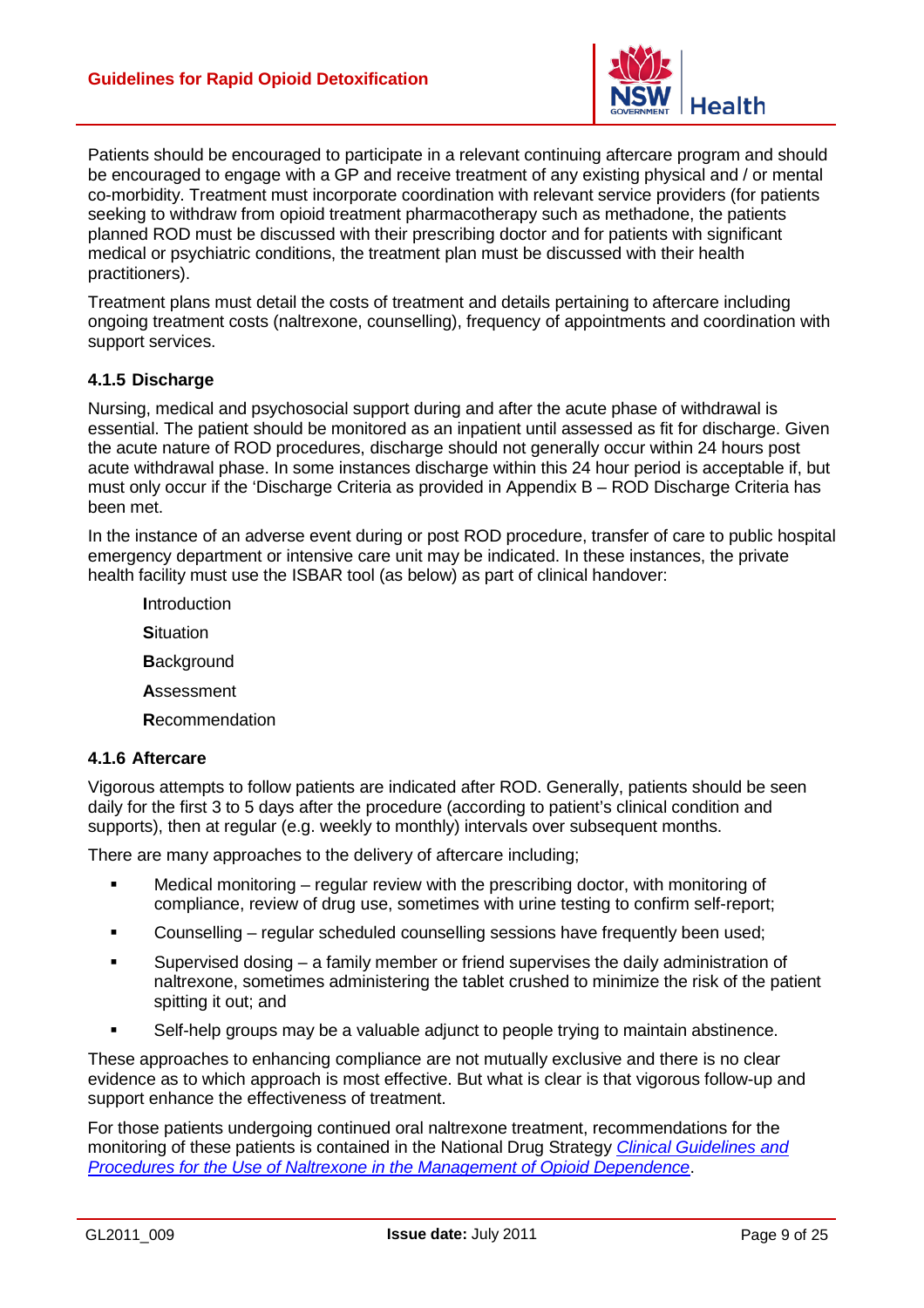Patients should be encouraged to participate in a relevant continuing aftercare program and should be encouraged to engage with a GP and receive treatment of any existing physical and / or mental co-morbidity. Treatment must incorporate coordination with relevant service providers (for patients seeking to withdraw from opioid treatment pharmacotherapy such as methadone, the patients planned ROD must be discussed with their prescribing doctor and for patients with significant medical or psychiatric conditions, the treatment plan must be discussed with their health practitioners).

Treatment plans must detail the costs of treatment and details pertaining to aftercare including ongoing treatment costs (naltrexone, counselling), frequency of appointments and coordination with support services.

### 4.1.5 Discharge

Nursing, medical and psychosocial support during and after the acute phase of withdrawal is essential. The patient should be monitored as an inpatient until assessed as fit for discharge. Given the acute nature of ROD procedures, discharge should not generally occur within 24 hours post acute withdrawal phase. In some instances discharge within this 24 hour period is acceptable if, but must only occur if the 'Discharge Criteria as provided in Appendix B – ROD Discharge Criteria has been met.

In the instance of an adverse event during or post ROD procedure, transfer of care to public hospital emergency department or intensive care unit may be indicated. In these instances, the private health facility must use the ISBAR tool (as below) as part of clinical handover:

**I**ntroduction

**S**ituation

**B**ackground

**A**ssessment

**R**ecommendation

### 4.1.6 Aftercare

Vigorous attempts to follow patients are indicated after ROD. Generally, patients should be seen daily for the first 3 to 5 days after the procedure (according to patient's clinical condition and supports), then at regular (e.g. weekly to monthly) intervals over subsequent months.

There are many approaches to the delivery of aftercare including;

- Medical monitoring – regular review with the prescribing doctor, with monitoring of compliance, review of drug use, sometimes with urine testing to confirm self-report;
- Counselling – regular scheduled counselling sessions have frequently been used;
- Supervised dosing – a family member or friend supervises the daily administration of naltrexone, sometimes administering the tablet crushed to minimize the risk of the patient spitting it out; and
- Self-help groups may be a valuable adjunct to people trying to maintain abstinence.

These approaches to enhancing compliance are not mutually exclusive and there is no clear evidence as to which approach is most effective. But what is clear is that vigorous follow-up and support enhance the effectiveness of treatment.

For those patients undergoing continued oral naltrexone treatment, recommendations for the monitoring of these patients is contained in the National Drug Strategy *Clinical Guidelines and Procedures for the Use of Naltrexone in the Management of Opioid Dependence*.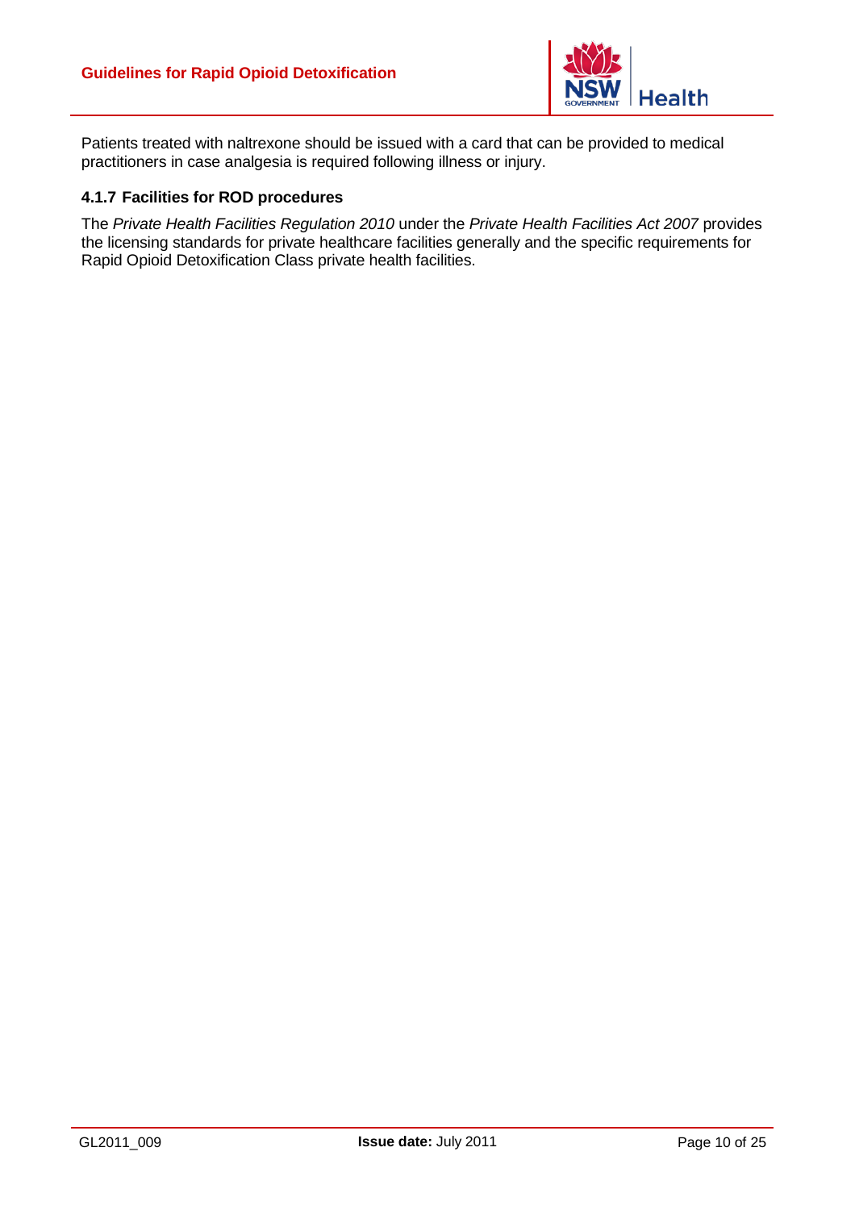Patients treated with naltrexone should be issued with a card that can be provided to medical practitioners in case analgesia is required following illness or injury.

#### 4.1.7 Facilities for ROD procedures

The *Private Health Facilities Regulation 2010* under the *Private Health Facilities Act 2007* provides the licensing standards for private healthcare facilities generally and the specific requirements for Rapid Opioid Detoxification Class private health facilities.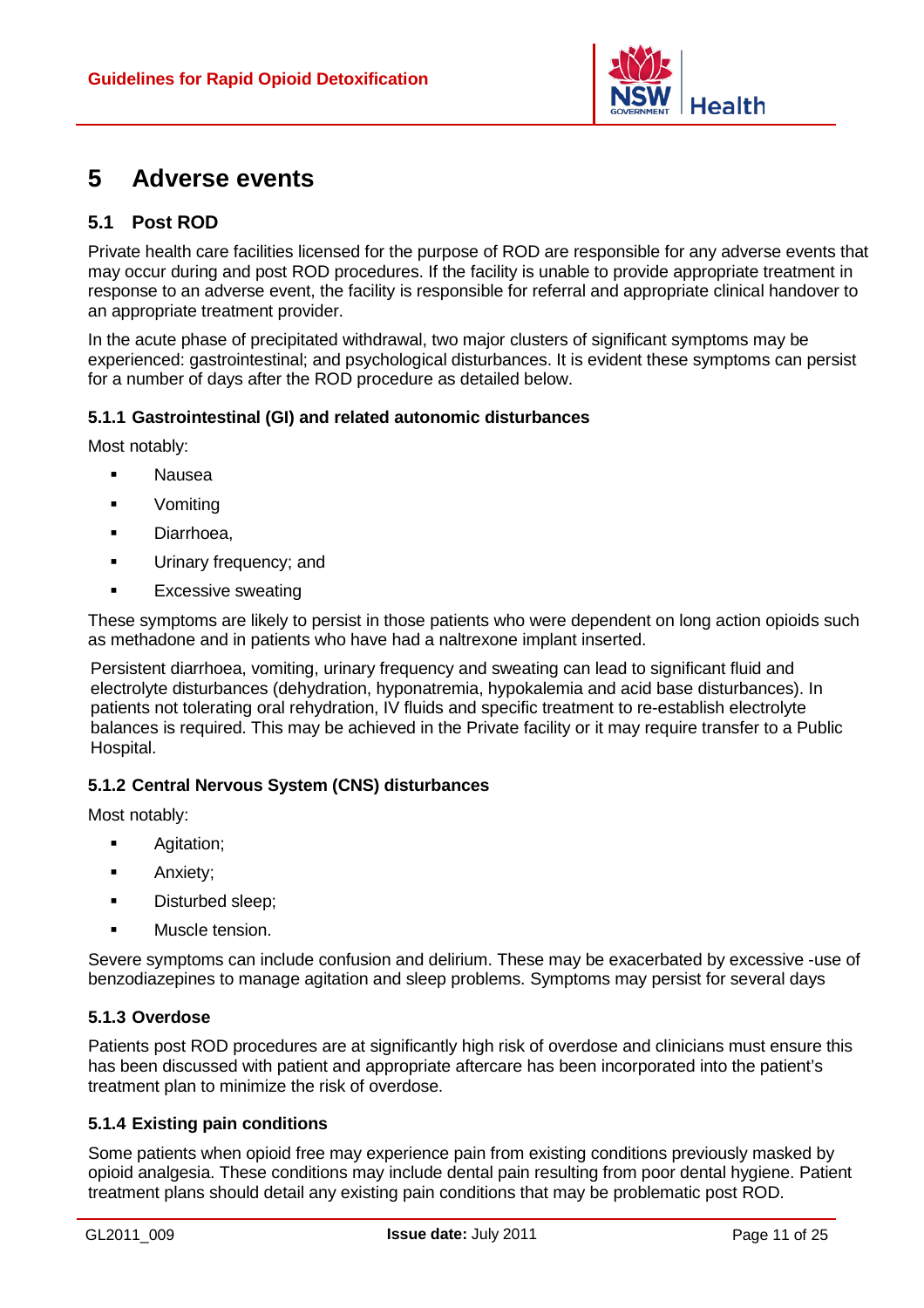# 5 Adverse events

## 5.1 Post ROD

Private health care facilities licensed for the purpose of ROD are responsible for any adverse events that may occur during and post ROD procedures. If the facility is unable to provide appropriate treatment in response to an adverse event, the facility is responsible for referral and appropriate clinical handover to an appropriate treatment provider.

In the acute phase of precipitated withdrawal, two major clusters of significant symptoms may be experienced: gastrointestinal; and psychological disturbances. It is evident these symptoms can persist for a number of days after the ROD procedure as detailed below.

### 5.1.1 Gastrointestinal (GI) and related autonomic disturbances

Most notably:

- Nausea
- Vomiting
- Diarrhoea,
- Urinary frequency; and
- Excessive sweating

These symptoms are likely to persist in those patients who were dependent on long action opioids such as methadone and in patients who have had a naltrexone implant inserted.

Persistent diarrhoea, vomiting, urinary frequency and sweating can lead to significant fluid and electrolyte disturbances (dehydration, hyponatremia, hypokalemia and acid base disturbances). In patients not tolerating oral rehydration, IV fluids and specific treatment to re-establish electrolyte balances is required. This may be achieved in the Private facility or it may require transfer to a Public Hospital.

### 5.1.2 Central Nervous System (CNS) disturbances

Most notably:

- Agitation;
- Anxiety;
- Disturbed sleep;
- Muscle tension.

Severe symptoms can include confusion and delirium. These may be exacerbated by excessive -use of benzodiazepines to manage agitation and sleep problems. Symptoms may persist for several days

### 5.1.3 Overdose

Patients post ROD procedures are at significantly high risk of overdose and clinicians must ensure this has been discussed with patient and appropriate aftercare has been incorporated into the patient's treatment plan to minimize the risk of overdose.

### 5.1.4 Existing pain conditions

Some patients when opioid free may experience pain from existing conditions previously masked by opioid analgesia. These conditions may include dental pain resulting from poor dental hygiene. Patient treatment plans should detail any existing pain conditions that may be problematic post ROD.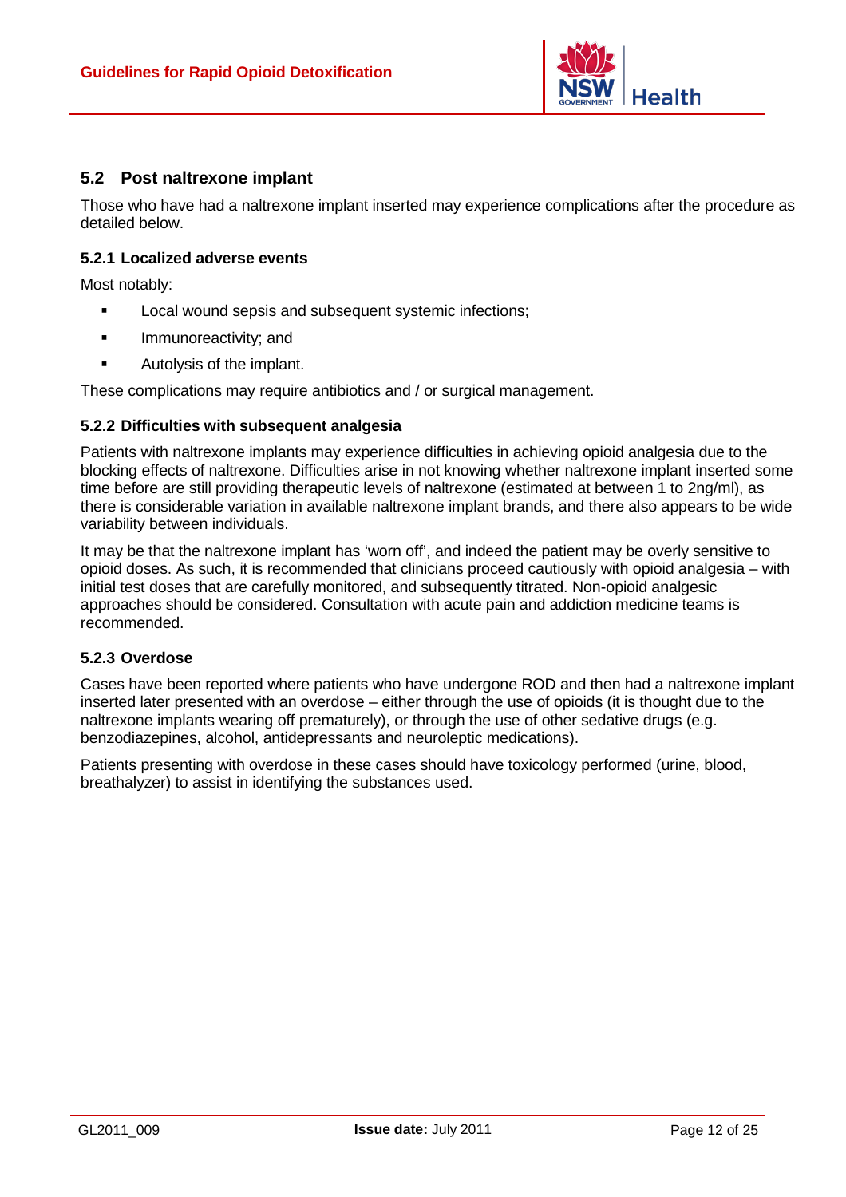## 5.2 Post naltrexone implant

Those who have had a naltrexone implant inserted may experience complications after the procedure as detailed below.

### 5.2.1 Localized adverse events

Most notably:

- Local wound sepsis and subsequent systemic infections;
- Immunoreactivity; and
- Autolysis of the implant.

These complications may require antibiotics and / or surgical management.

### 5.2.2 Difficulties with subsequent analgesia

Patients with naltrexone implants may experience difficulties in achieving opioid analgesia due to the blocking effects of naltrexone. Difficulties arise in not knowing whether naltrexone implant inserted some time before are still providing therapeutic levels of naltrexone (estimated at between 1 to 2ng/ml), as there is considerable variation in available naltrexone implant brands, and there also appears to be wide variability between individuals.

It may be that the naltrexone implant has 'worn off', and indeed the patient may be overly sensitive to opioid doses. As such, it is recommended that clinicians proceed cautiously with opioid analgesia – with initial test doses that are carefully monitored, and subsequently titrated. Non-opioid analgesic approaches should be considered. Consultation with acute pain and addiction medicine teams is recommended.

### 5.2.3 Overdose

Cases have been reported where patients who have undergone ROD and then had a naltrexone implant inserted later presented with an overdose – either through the use of opioids (it is thought due to the naltrexone implants wearing off prematurely), or through the use of other sedative drugs (e.g. benzodiazepines, alcohol, antidepressants and neuroleptic medications).

Patients presenting with overdose in these cases should have toxicology performed (urine, blood, breathalyzer) to assist in identifying the substances used.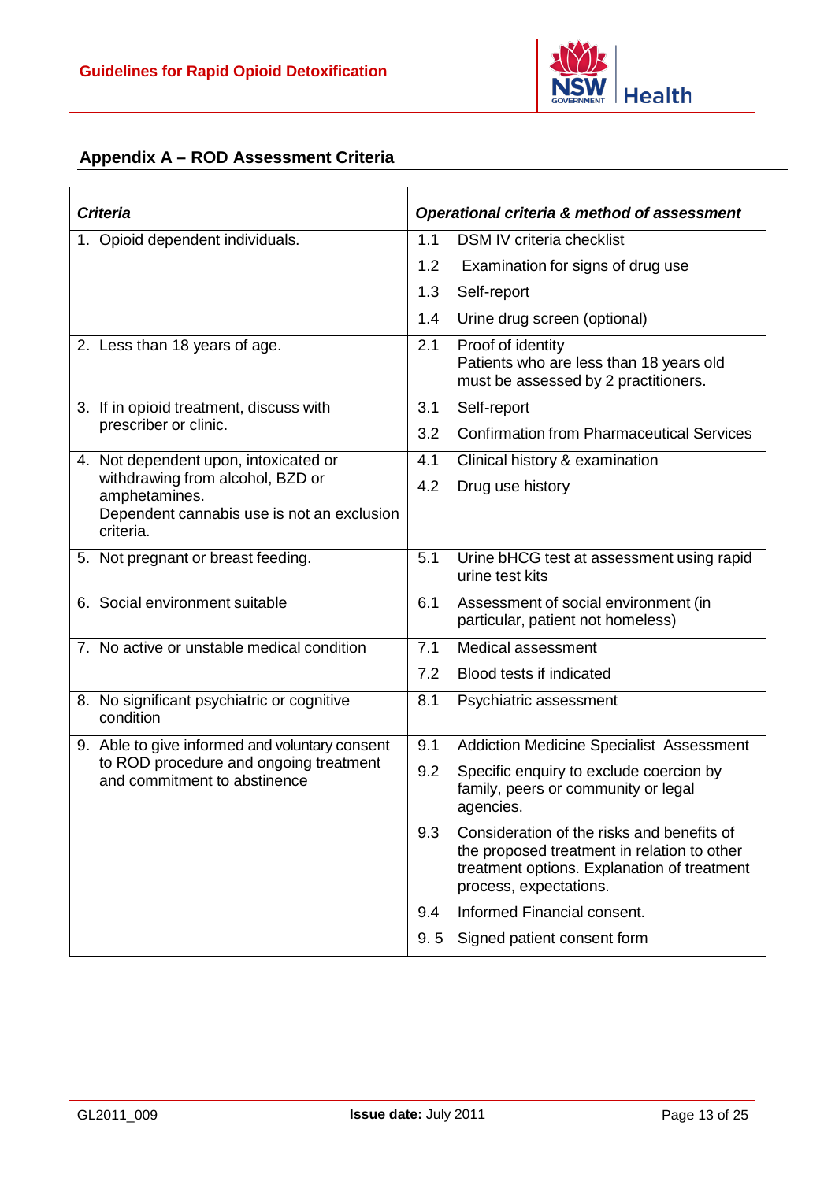## Appendix A – ROD Assessment Criteria

| *Criteria* | *Operational criteria & method of assessment* |
|---|---|
| 1. Opioid dependent individuals. | 1.1 DSM IV criteria checklist<br>1.2 Examination for signs of drug use<br>1.3 Self-report<br>1.4 Urine drug screen (optional) |
| 2. Less than 18 years of age. | 2.1 Proof of identity<br>Patients who are less than 18 years old must be assessed by 2 practitioners. |
| 3. If in opioid treatment, discuss with prescriber or clinic. | 3.1 Self-report<br>3.2 Confirmation from Pharmaceutical Services |
| 4. Not dependent upon, intoxicated or withdrawing from alcohol, BZD or amphetamines.<br>Dependent cannabis use is not an exclusion criteria. | 4.1 Clinical history & examination<br>4.2 Drug use history |
| 5. Not pregnant or breast feeding. | 5.1 Urine bHCG test at assessment using rapid urine test kits |
| 6. Social environment suitable | 6.1 Assessment of social environment (in particular, patient not homeless) |
| 7. No active or unstable medical condition | 7.1 Medical assessment<br>7.2 Blood tests if indicated |
| 8. No significant psychiatric or cognitive condition | 8.1 Psychiatric assessment |
| 9. Able to give informed and voluntary consent to ROD procedure and ongoing treatment and commitment to abstinence | 9.1 Addiction Medicine Specialist Assessment<br>9.2 Specific enquiry to exclude coercion by family, peers or community or legal agencies.<br>9.3 Consideration of the risks and benefits of the proposed treatment in relation to other treatment options. Explanation of treatment process, expectations.<br>9.4 Informed Financial consent.<br>9. 5 Signed patient consent form |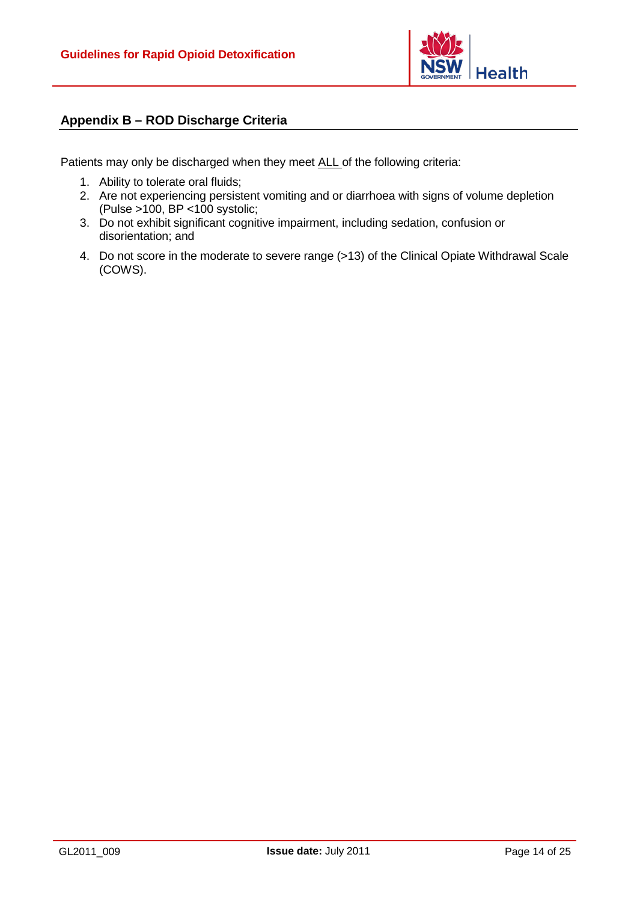## Appendix B – ROD Discharge Criteria

Patients may only be discharged when they meet <u>ALL</u> of the following criteria:

1. Ability to tolerate oral fluids;
2. Are not experiencing persistent vomiting and or diarrhoea with signs of volume depletion (Pulse >100, BP <100 systolic;
3. Do not exhibit significant cognitive impairment, including sedation, confusion or disorientation; and
4. Do not score in the moderate to severe range (>13) of the Clinical Opiate Withdrawal Scale (COWS).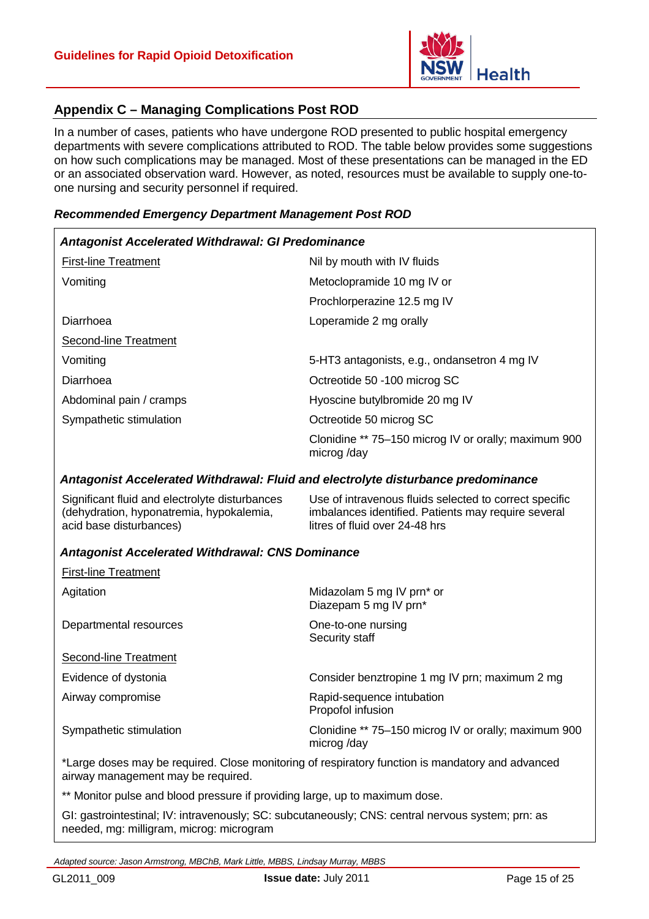## Appendix C – Managing Complications Post ROD

In a number of cases, patients who have undergone ROD presented to public hospital emergency departments with severe complications attributed to ROD. The table below provides some suggestions on how such complications may be managed. Most of these presentations can be managed in the ED or an associated observation ward. However, as noted, resources must be available to supply one-to-one nursing and security personnel if required.

***Recommended Emergency Department Management Post ROD***

| ***Antagonist Accelerated Withdrawal: GI Predominance*** | |
|---|---|
| First-line Treatment | Nil by mouth with IV fluids |
| Vomiting | Metoclopramide 10 mg IV or |
| | Prochlorperazine 12.5 mg IV |
| Diarrhoea | Loperamide 2 mg orally |
| Second-line Treatment | |
| Vomiting | 5-HT3 antagonists, e.g., ondansetron 4 mg IV |
| Diarrhoea | Octreotide 50 -100 microg SC |
| Abdominal pain / cramps | Hyoscine butylbromide 20 mg IV |
| Sympathetic stimulation | Octreotide 50 microg SC |
| | Clonidine ** 75–150 microg IV or orally; maximum 900 microg /day |
| ***Antagonist Accelerated Withdrawal: Fluid and electrolyte disturbance predominance*** | |
| Significant fluid and electrolyte disturbances (dehydration, hyponatremia, hypokalemia, acid base disturbances) | Use of intravenous fluids selected to correct specific imbalances identified. Patients may require several litres of fluid over 24-48 hrs |
| ***Antagonist Accelerated Withdrawal: CNS Dominance*** | |
| First-line Treatment | |
| Agitation | Midazolam 5 mg IV prn* or<br>Diazepam 5 mg IV prn* |
| Departmental resources | One-to-one nursing<br>Security staff |
| Second-line Treatment | |
| Evidence of dystonia | Consider benztropine 1 mg IV prn; maximum 2 mg |
| Airway compromise | Rapid-sequence intubation<br>Propofol infusion |
| Sympathetic stimulation | Clonidine ** 75–150 microg IV or orally; maximum 900 microg /day |

*Large doses may be required. Close monitoring of respiratory function is mandatory and advanced airway management may be required.

** Monitor pulse and blood pressure if providing large, up to maximum dose.

GI: gastrointestinal; IV: intravenously; SC: subcutaneously; CNS: central nervous system; prn: as needed, mg: milligram, microg: microgram

*Adapted source: Jason Armstrong, MBChB, Mark Little, MBBS, Lindsay Murray, MBBS*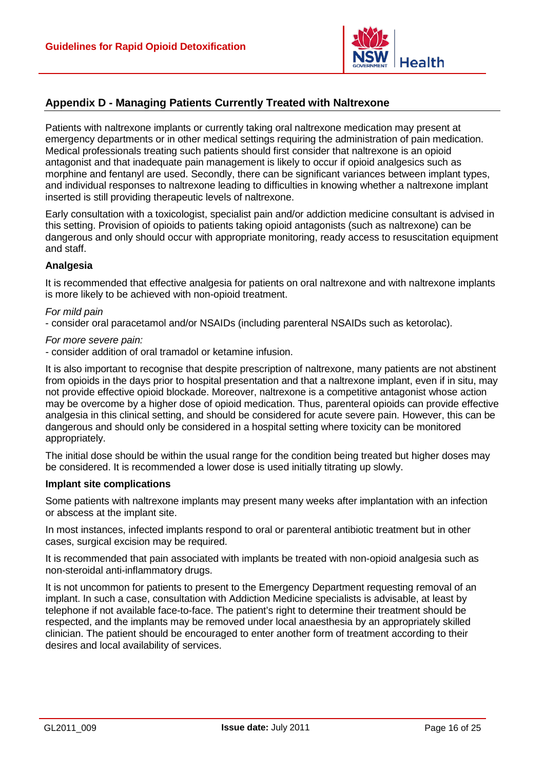## Appendix D - Managing Patients Currently Treated with Naltrexone

Patients with naltrexone implants or currently taking oral naltrexone medication may present at emergency departments or in other medical settings requiring the administration of pain medication. Medical professionals treating such patients should first consider that naltrexone is an opioid antagonist and that inadequate pain management is likely to occur if opioid analgesics such as morphine and fentanyl are used. Secondly, there can be significant variances between implant types, and individual responses to naltrexone leading to difficulties in knowing whether a naltrexone implant inserted is still providing therapeutic levels of naltrexone.

Early consultation with a toxicologist, specialist pain and/or addiction medicine consultant is advised in this setting. Provision of opioids to patients taking opioid antagonists (such as naltrexone) can be dangerous and only should occur with appropriate monitoring, ready access to resuscitation equipment and staff.

**Analgesia**

It is recommended that effective analgesia for patients on oral naltrexone and with naltrexone implants is more likely to be achieved with non-opioid treatment.

*For mild pain*

- consider oral paracetamol and/or NSAIDs (including parenteral NSAIDs such as ketorolac).

*For more severe pain:*

- consider addition of oral tramadol or ketamine infusion.

It is also important to recognise that despite prescription of naltrexone, many patients are not abstinent from opioids in the days prior to hospital presentation and that a naltrexone implant, even if in situ, may not provide effective opioid blockade. Moreover, naltrexone is a competitive antagonist whose action may be overcome by a higher dose of opioid medication. Thus, parenteral opioids can provide effective analgesia in this clinical setting, and should be considered for acute severe pain. However, this can be dangerous and should only be considered in a hospital setting where toxicity can be monitored appropriately.

The initial dose should be within the usual range for the condition being treated but higher doses may be considered. It is recommended a lower dose is used initially titrating up slowly.

**Implant site complications**

Some patients with naltrexone implants may present many weeks after implantation with an infection or abscess at the implant site.

In most instances, infected implants respond to oral or parenteral antibiotic treatment but in other cases, surgical excision may be required.

It is recommended that pain associated with implants be treated with non-opioid analgesia such as non-steroidal anti-inflammatory drugs.

It is not uncommon for patients to present to the Emergency Department requesting removal of an implant. In such a case, consultation with Addiction Medicine specialists is advisable, at least by telephone if not available face-to-face. The patient's right to determine their treatment should be respected, and the implants may be removed under local anaesthesia by an appropriately skilled clinician. The patient should be encouraged to enter another form of treatment according to their desires and local availability of services.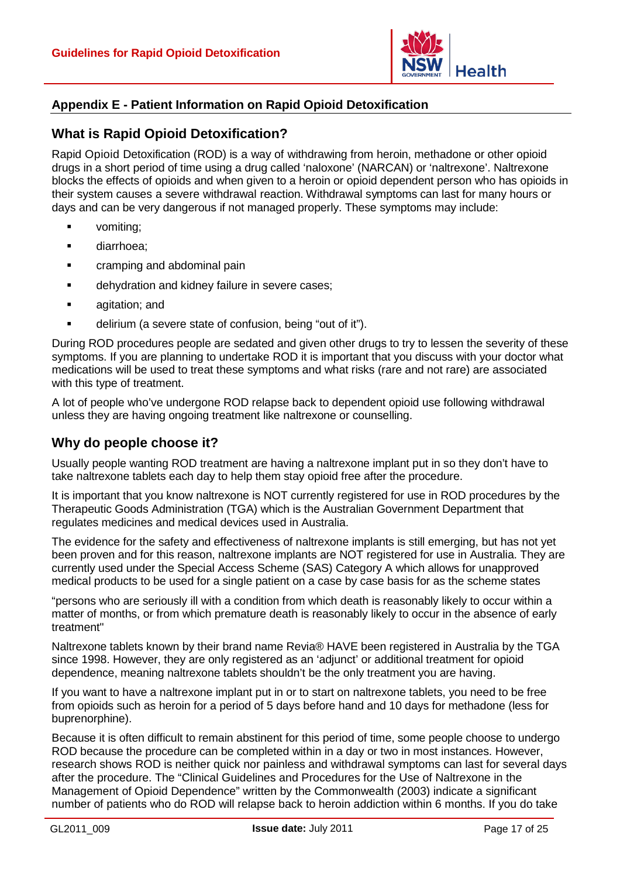## Appendix E - Patient Information on Rapid Opioid Detoxification

### What is Rapid Opioid Detoxification?

Rapid Opioid Detoxification (ROD) is a way of withdrawing from heroin, methadone or other opioid drugs in a short period of time using a drug called 'naloxone' (NARCAN) or 'naltrexone'. Naltrexone blocks the effects of opioids and when given to a heroin or opioid dependent person who has opioids in their system causes a severe withdrawal reaction. Withdrawal symptoms can last for many hours or days and can be very dangerous if not managed properly. These symptoms may include:

- vomiting;
- diarrhoea;
- cramping and abdominal pain
- dehydration and kidney failure in severe cases;
- agitation; and
- delirium (a severe state of confusion, being "out of it").

During ROD procedures people are sedated and given other drugs to try to lessen the severity of these symptoms. If you are planning to undertake ROD it is important that you discuss with your doctor what medications will be used to treat these symptoms and what risks (rare and not rare) are associated with this type of treatment.

A lot of people who've undergone ROD relapse back to dependent opioid use following withdrawal unless they are having ongoing treatment like naltrexone or counselling.

### Why do people choose it?

Usually people wanting ROD treatment are having a naltrexone implant put in so they don't have to take naltrexone tablets each day to help them stay opioid free after the procedure.

It is important that you know naltrexone is NOT currently registered for use in ROD procedures by the Therapeutic Goods Administration (TGA) which is the Australian Government Department that regulates medicines and medical devices used in Australia.

The evidence for the safety and effectiveness of naltrexone implants is still emerging, but has not yet been proven and for this reason, naltrexone implants are NOT registered for use in Australia. They are currently used under the Special Access Scheme (SAS) Category A which allows for unapproved medical products to be used for a single patient on a case by case basis for as the scheme states

"persons who are seriously ill with a condition from which death is reasonably likely to occur within a matter of months, or from which premature death is reasonably likely to occur in the absence of early treatment"

Naltrexone tablets known by their brand name Revia® HAVE been registered in Australia by the TGA since 1998. However, they are only registered as an 'adjunct' or additional treatment for opioid dependence, meaning naltrexone tablets shouldn't be the only treatment you are having.

If you want to have a naltrexone implant put in or to start on naltrexone tablets, you need to be free from opioids such as heroin for a period of 5 days before hand and 10 days for methadone (less for buprenorphine).

Because it is often difficult to remain abstinent for this period of time, some people choose to undergo ROD because the procedure can be completed within in a day or two in most instances. However, research shows ROD is neither quick nor painless and withdrawal symptoms can last for several days after the procedure. The "Clinical Guidelines and Procedures for the Use of Naltrexone in the Management of Opioid Dependence" written by the Commonwealth (2003) indicate a significant number of patients who do ROD will relapse back to heroin addiction within 6 months. If you do take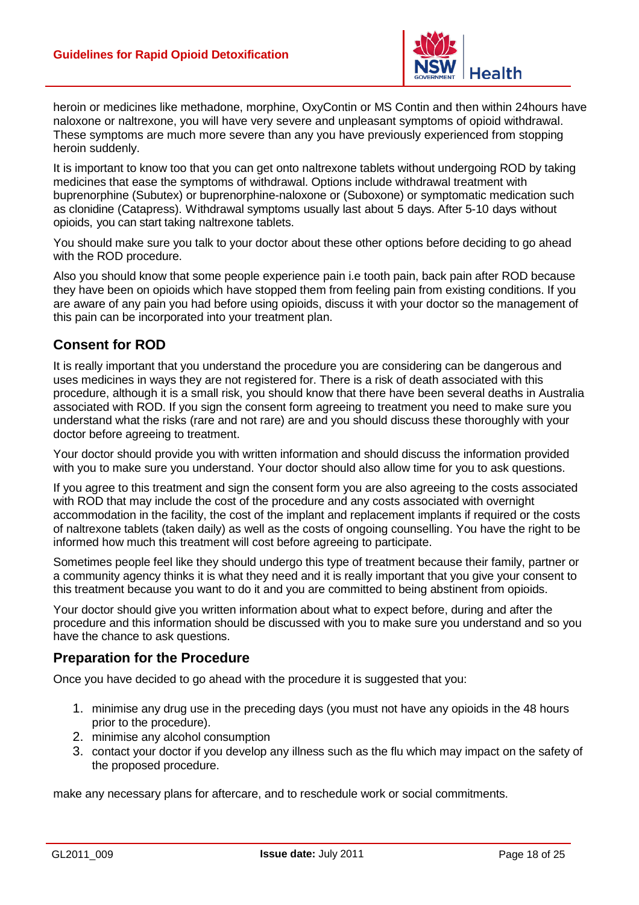heroin or medicines like methadone, morphine, OxyContin or MS Contin and then within 24hours have naloxone or naltrexone, you will have very severe and unpleasant symptoms of opioid withdrawal. These symptoms are much more severe than any you have previously experienced from stopping heroin suddenly.

It is important to know too that you can get onto naltrexone tablets without undergoing ROD by taking medicines that ease the symptoms of withdrawal. Options include withdrawal treatment with buprenorphine (Subutex) or buprenorphine-naloxone or (Suboxone) or symptomatic medication such as clonidine (Catapress). Withdrawal symptoms usually last about 5 days. After 5-10 days without opioids, you can start taking naltrexone tablets.

You should make sure you talk to your doctor about these other options before deciding to go ahead with the ROD procedure.

Also you should know that some people experience pain i.e tooth pain, back pain after ROD because they have been on opioids which have stopped them from feeling pain from existing conditions. If you are aware of any pain you had before using opioids, discuss it with your doctor so the management of this pain can be incorporated into your treatment plan.

## Consent for ROD

It is really important that you understand the procedure you are considering can be dangerous and uses medicines in ways they are not registered for. There is a risk of death associated with this procedure, although it is a small risk, you should know that there have been several deaths in Australia associated with ROD. If you sign the consent form agreeing to treatment you need to make sure you understand what the risks (rare and not rare) are and you should discuss these thoroughly with your doctor before agreeing to treatment.

Your doctor should provide you with written information and should discuss the information provided with you to make sure you understand. Your doctor should also allow time for you to ask questions.

If you agree to this treatment and sign the consent form you are also agreeing to the costs associated with ROD that may include the cost of the procedure and any costs associated with overnight accommodation in the facility, the cost of the implant and replacement implants if required or the costs of naltrexone tablets (taken daily) as well as the costs of ongoing counselling. You have the right to be informed how much this treatment will cost before agreeing to participate.

Sometimes people feel like they should undergo this type of treatment because their family, partner or a community agency thinks it is what they need and it is really important that you give your consent to this treatment because you want to do it and you are committed to being abstinent from opioids.

Your doctor should give you written information about what to expect before, during and after the procedure and this information should be discussed with you to make sure you understand and so you have the chance to ask questions.

## Preparation for the Procedure

Once you have decided to go ahead with the procedure it is suggested that you:

1. minimise any drug use in the preceding days (you must not have any opioids in the 48 hours prior to the procedure).
2. minimise any alcohol consumption
3. contact your doctor if you develop any illness such as the flu which may impact on the safety of the proposed procedure.

make any necessary plans for aftercare, and to reschedule work or social commitments.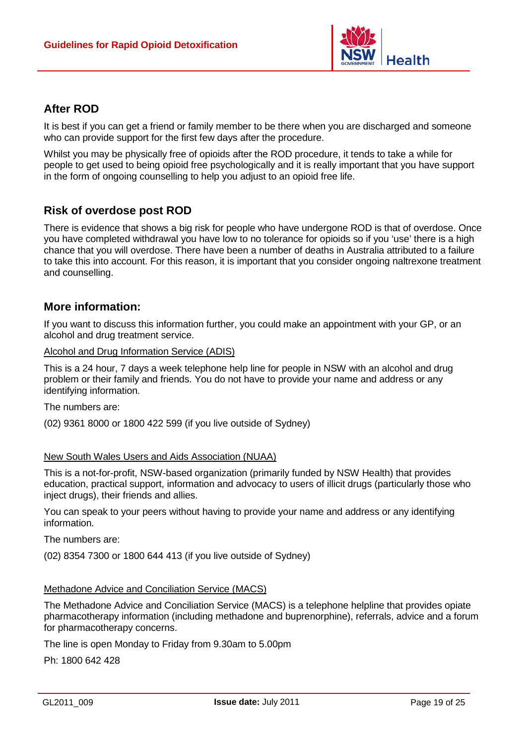## After ROD

It is best if you can get a friend or family member to be there when you are discharged and someone who can provide support for the first few days after the procedure.

Whilst you may be physically free of opioids after the ROD procedure, it tends to take a while for people to get used to being opioid free psychologically and it is really important that you have support in the form of ongoing counselling to help you adjust to an opioid free life.

## Risk of overdose post ROD

There is evidence that shows a big risk for people who have undergone ROD is that of overdose. Once you have completed withdrawal you have low to no tolerance for opioids so if you 'use' there is a high chance that you will overdose. There have been a number of deaths in Australia attributed to a failure to take this into account. For this reason, it is important that you consider ongoing naltrexone treatment and counselling.

## More information:

If you want to discuss this information further, you could make an appointment with your GP, or an alcohol and drug treatment service.

Alcohol and Drug Information Service (ADIS)

This is a 24 hour, 7 days a week telephone help line for people in NSW with an alcohol and drug problem or their family and friends. You do not have to provide your name and address or any identifying information.

The numbers are:

(02) 9361 8000 or 1800 422 599 (if you live outside of Sydney)

New South Wales Users and Aids Association (NUAA)

This is a not-for-profit, NSW-based organization (primarily funded by NSW Health) that provides education, practical support, information and advocacy to users of illicit drugs (particularly those who inject drugs), their friends and allies.

You can speak to your peers without having to provide your name and address or any identifying information.

The numbers are:

(02) 8354 7300 or 1800 644 413 (if you live outside of Sydney)

Methadone Advice and Conciliation Service (MACS)

The Methadone Advice and Conciliation Service (MACS) is a telephone helpline that provides opiate pharmacotherapy information (including methadone and buprenorphine), referrals, advice and a forum for pharmacotherapy concerns.

The line is open Monday to Friday from 9.30am to 5.00pm

Ph: 1800 642 428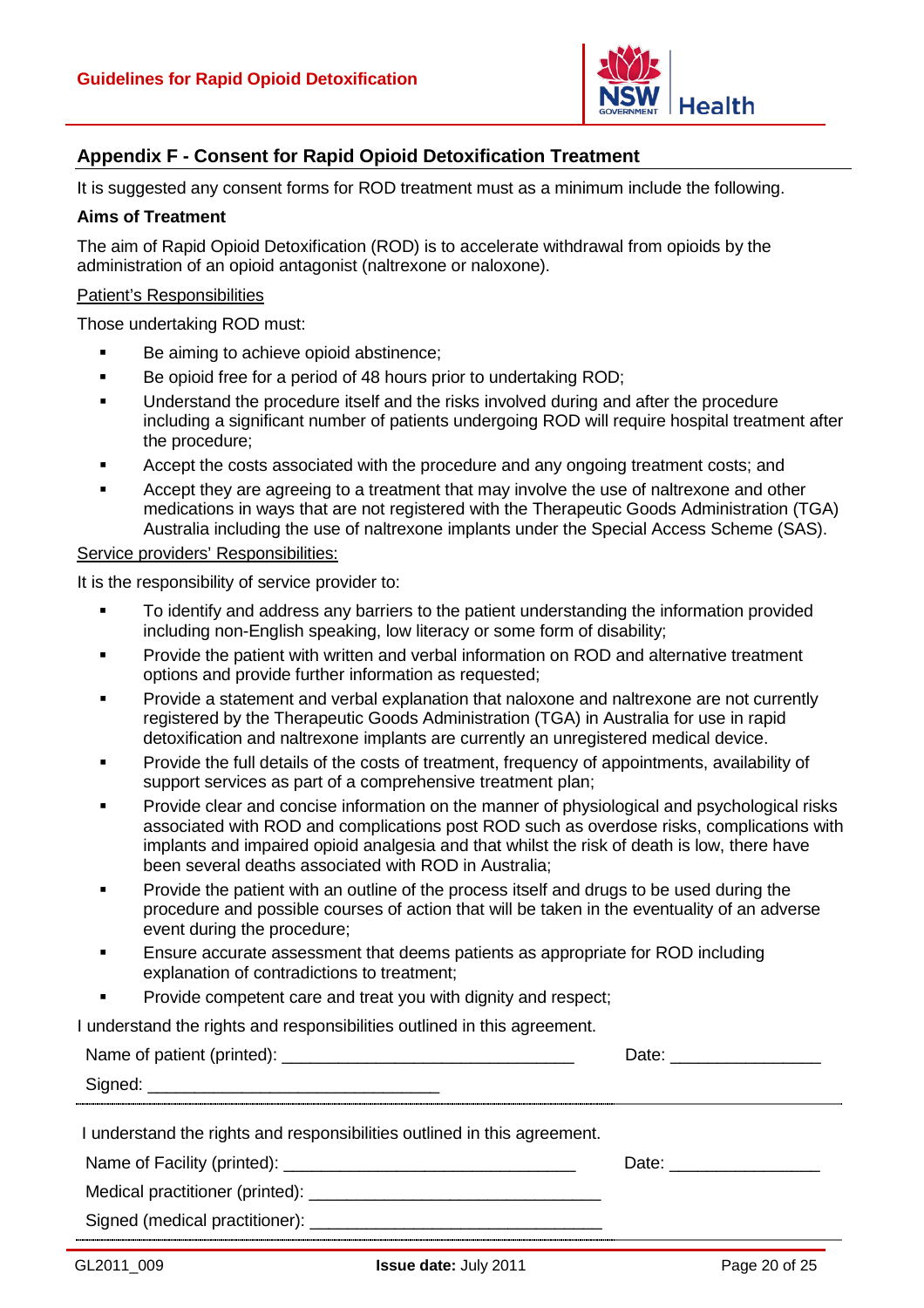## Appendix F - Consent for Rapid Opioid Detoxification Treatment

It is suggested any consent forms for ROD treatment must as a minimum include the following.

**Aims of Treatment**

The aim of Rapid Opioid Detoxification (ROD) is to accelerate withdrawal from opioids by the administration of an opioid antagonist (naltrexone or naloxone).

Patient's Responsibilities

Those undertaking ROD must:

- Be aiming to achieve opioid abstinence;
- Be opioid free for a period of 48 hours prior to undertaking ROD;
- Understand the procedure itself and the risks involved during and after the procedure including a significant number of patients undergoing ROD will require hospital treatment after the procedure;
- Accept the costs associated with the procedure and any ongoing treatment costs; and
- Accept they are agreeing to a treatment that may involve the use of naltrexone and other medications in ways that are not registered with the Therapeutic Goods Administration (TGA) Australia including the use of naltrexone implants under the Special Access Scheme (SAS).

Service providers' Responsibilities:

It is the responsibility of service provider to:

- To identify and address any barriers to the patient understanding the information provided including non-English speaking, low literacy or some form of disability;
- Provide the patient with written and verbal information on ROD and alternative treatment options and provide further information as requested;
- Provide a statement and verbal explanation that naloxone and naltrexone are not currently registered by the Therapeutic Goods Administration (TGA) in Australia for use in rapid detoxification and naltrexone implants are currently an unregistered medical device.
- Provide the full details of the costs of treatment, frequency of appointments, availability of support services as part of a comprehensive treatment plan;
- Provide clear and concise information on the manner of physiological and psychological risks associated with ROD and complications post ROD such as overdose risks, complications with implants and impaired opioid analgesia and that whilst the risk of death is low, there have been several deaths associated with ROD in Australia;
- Provide the patient with an outline of the process itself and drugs to be used during the procedure and possible courses of action that will be taken in the eventuality of an adverse event during the procedure;
- Ensure accurate assessment that deems patients as appropriate for ROD including explanation of contradictions to treatment;
- Provide competent care and treat you with dignity and respect;

I understand the rights and responsibilities outlined in this agreement.

Name of patient (printed): _______________________________ Date: _______________

Signed: _______________________________

---

I understand the rights and responsibilities outlined in this agreement.

Name of Facility (printed): _______________________________ Date: _______________

Medical practitioner (printed): _______________________________

Signed (medical practitioner): _______________________________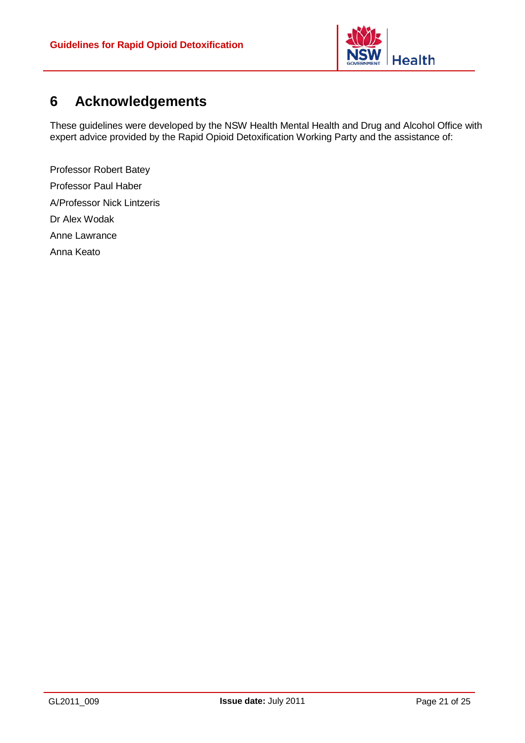# 6 Acknowledgements

These guidelines were developed by the NSW Health Mental Health and Drug and Alcohol Office with expert advice provided by the Rapid Opioid Detoxification Working Party and the assistance of:

Professor Robert Batey

Professor Paul Haber

A/Professor Nick Lintzeris

Dr Alex Wodak

Anne Lawrance

Anna Keato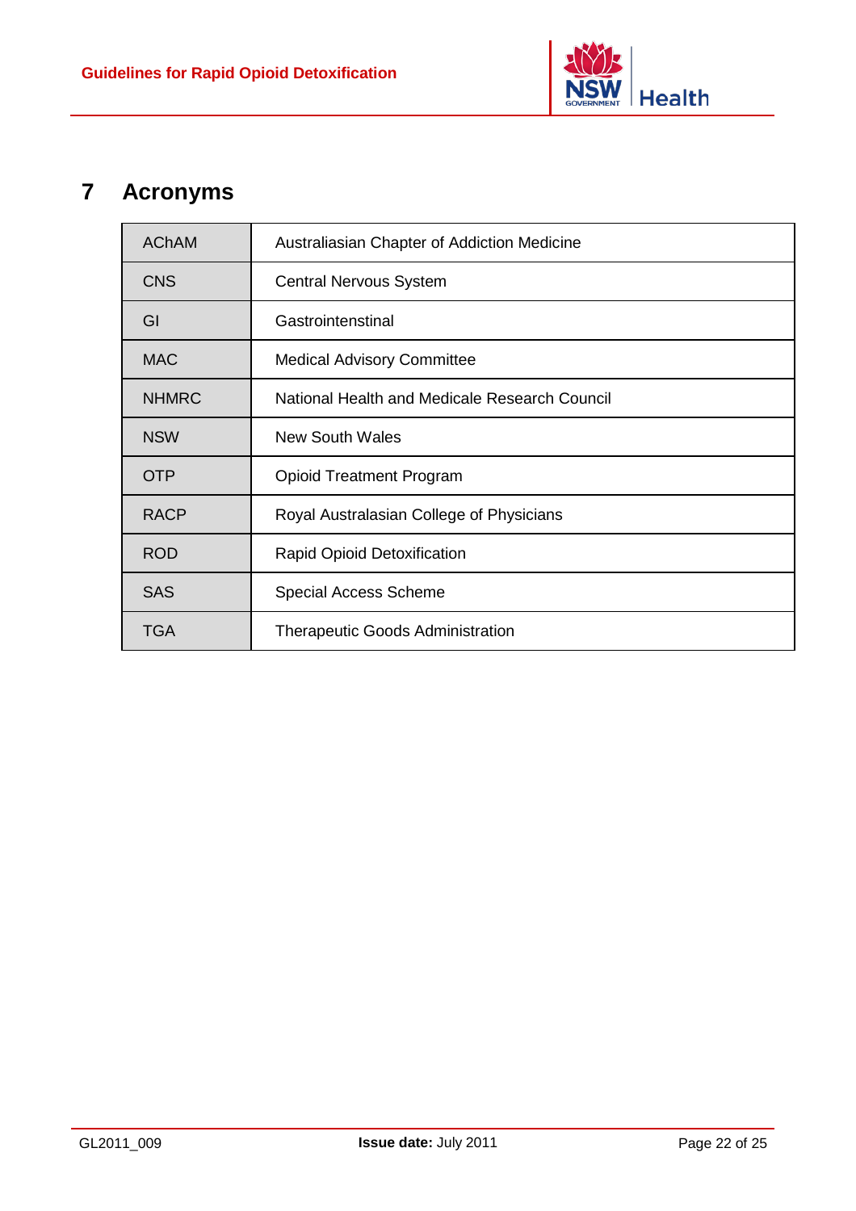# 7 Acronyms

| | |
|---|---|
| AChAM | Australiasian Chapter of Addiction Medicine |
| CNS | Central Nervous System |
| GI | Gastrointenstinal |
| MAC | Medical Advisory Committee |
| NHMRC | National Health and Medicale Research Council |
| NSW | New South Wales |
| OTP | Opioid Treatment Program |
| RACP | Royal Australasian College of Physicians |
| ROD | Rapid Opioid Detoxification |
| SAS | Special Access Scheme |
| TGA | Therapeutic Goods Administration |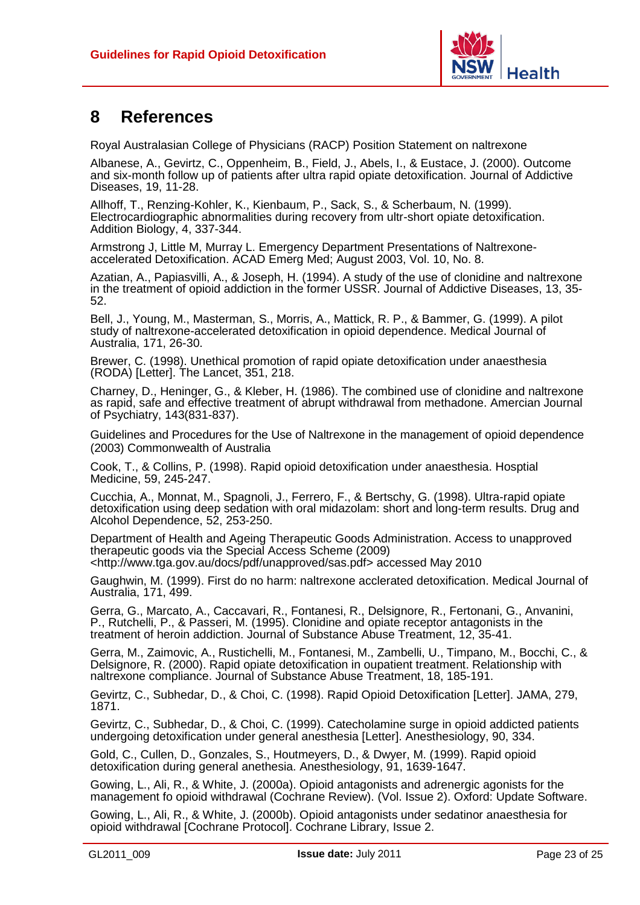# 8 References

Royal Australasian College of Physicians (RACP) Position Statement on naltrexone

Albanese, A., Gevirtz, C., Oppenheim, B., Field, J., Abels, I., & Eustace, J. (2000). Outcome and six-month follow up of patients after ultra rapid opiate detoxification. Journal of Addictive Diseases, 19, 11-28.

Allhoff, T., Renzing-Kohler, K., Kienbaum, P., Sack, S., & Scherbaum, N. (1999). Electrocardiographic abnormalities during recovery from ultr-short opiate detoxification. Addition Biology, 4, 337-344.

Armstrong J, Little M, Murray L. Emergency Department Presentations of Naltrexone-accelerated Detoxification. ACAD Emerg Med; August 2003, Vol. 10, No. 8.

Azatian, A., Papiasvilli, A., & Joseph, H. (1994). A study of the use of clonidine and naltrexone in the treatment of opioid addiction in the former USSR. Journal of Addictive Diseases, 13, 35-52.

Bell, J., Young, M., Masterman, S., Morris, A., Mattick, R. P., & Bammer, G. (1999). A pilot study of naltrexone-accelerated detoxification in opioid dependence. Medical Journal of Australia, 171, 26-30.

Brewer, C. (1998). Unethical promotion of rapid opiate detoxification under anaesthesia (RODA) [Letter]. The Lancet, 351, 218.

Charney, D., Heninger, G., & Kleber, H. (1986). The combined use of clonidine and naltrexone as rapid, safe and effective treatment of abrupt withdrawal from methadone. Amercian Journal of Psychiatry, 143(831-837).

Guidelines and Procedures for the Use of Naltrexone in the management of opioid dependence (2003) Commonwealth of Australia

Cook, T., & Collins, P. (1998). Rapid opioid detoxification under anaesthesia. Hosptial Medicine, 59, 245-247.

Cucchia, A., Monnat, M., Spagnoli, J., Ferrero, F., & Bertschy, G. (1998). Ultra-rapid opiate detoxification using deep sedation with oral midazolam: short and long-term results. Drug and Alcohol Dependence, 52, 253-250.

Department of Health and Ageing Therapeutic Goods Administration. Access to unapproved therapeutic goods via the Special Access Scheme (2009) <http://www.tga.gov.au/docs/pdf/unapproved/sas.pdf> accessed May 2010

Gaughwin, M. (1999). First do no harm: naltrexone acclerated detoxification. Medical Journal of Australia, 171, 499.

Gerra, G., Marcato, A., Caccavari, R., Fontanesi, R., Delsignore, R., Fertonani, G., Anvanini, P., Rutchelli, P., & Passeri, M. (1995). Clonidine and opiate receptor antagonists in the treatment of heroin addiction. Journal of Substance Abuse Treatment, 12, 35-41.

Gerra, M., Zaimovic, A., Rustichelli, M., Fontanesi, M., Zambelli, U., Timpano, M., Bocchi, C., & Delsignore, R. (2000). Rapid opiate detoxification in oupatient treatment. Relationship with naltrexone compliance. Journal of Substance Abuse Treatment, 18, 185-191.

Gevirtz, C., Subhedar, D., & Choi, C. (1998). Rapid Opioid Detoxification [Letter]. JAMA, 279, 1871.

Gevirtz, C., Subhedar, D., & Choi, C. (1999). Catecholamine surge in opioid addicted patients undergoing detoxification under general anesthesia [Letter]. Anesthesiology, 90, 334.

Gold, C., Cullen, D., Gonzales, S., Houtmeyers, D., & Dwyer, M. (1999). Rapid opioid detoxification during general anethesia. Anesthesiology, 91, 1639-1647.

Gowing, L., Ali, R., & White, J. (2000a). Opioid antagonists and adrenergic agonists for the management fo opioid withdrawal (Cochrane Review). (Vol. Issue 2). Oxford: Update Software.

Gowing, L., Ali, R., & White, J. (2000b). Opioid antagonists under sedatinor anaesthesia for opioid withdrawal [Cochrane Protocol]. Cochrane Library, Issue 2.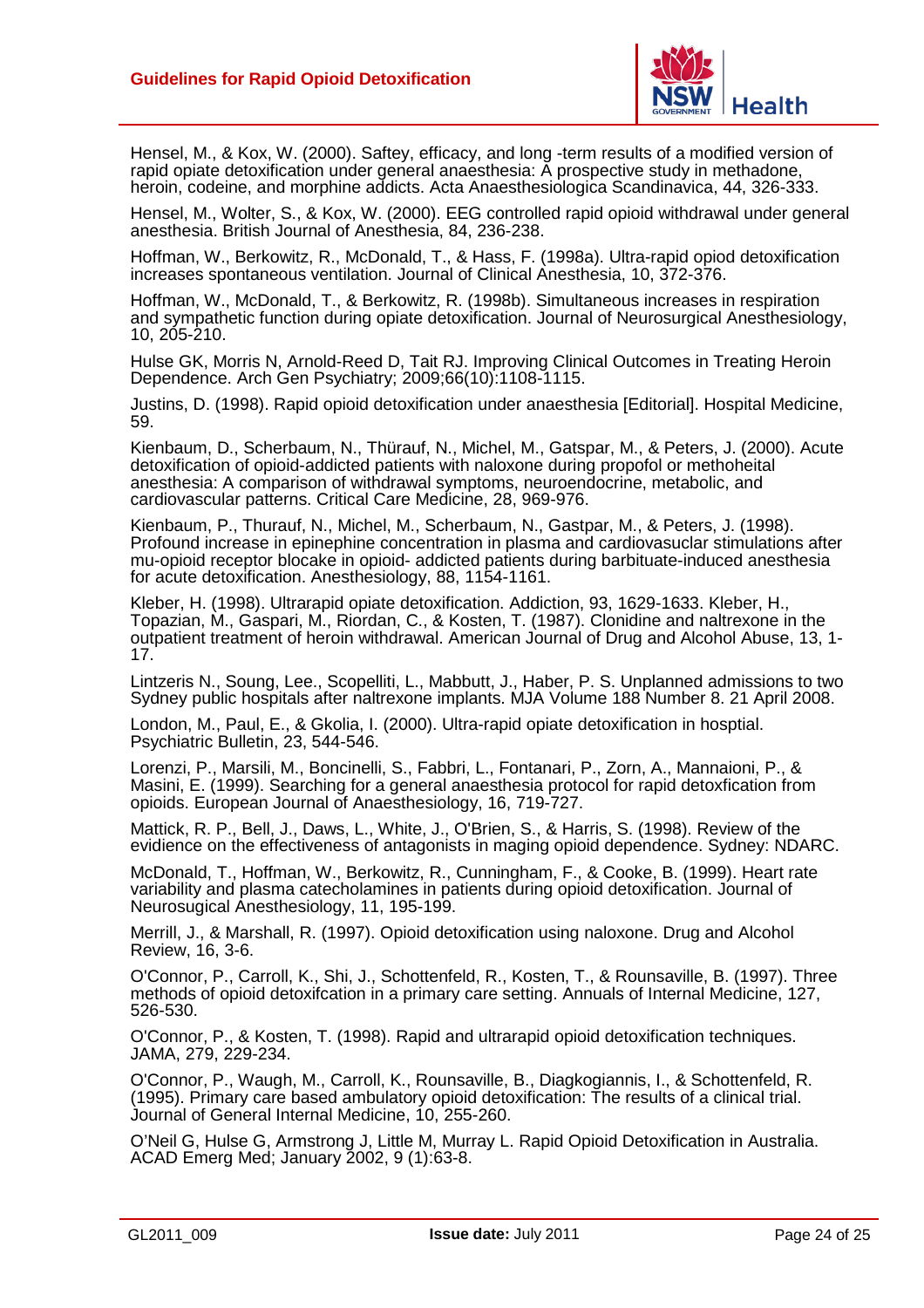Hensel, M., & Kox, W. (2000). Saftey, efficacy, and long -term results of a modified version of rapid opiate detoxification under general anaesthesia: A prospective study in methadone, heroin, codeine, and morphine addicts. Acta Anaesthesiologica Scandinavica, 44, 326-333.

Hensel, M., Wolter, S., & Kox, W. (2000). EEG controlled rapid opioid withdrawal under general anesthesia. British Journal of Anesthesia, 84, 236-238.

Hoffman, W., Berkowitz, R., McDonald, T., & Hass, F. (1998a). Ultra-rapid opiod detoxification increases spontaneous ventilation. Journal of Clinical Anesthesia, 10, 372-376.

Hoffman, W., McDonald, T., & Berkowitz, R. (1998b). Simultaneous increases in respiration and sympathetic function during opiate detoxification. Journal of Neurosurgical Anesthesiology, 10, 205-210.

Hulse GK, Morris N, Arnold-Reed D, Tait RJ. Improving Clinical Outcomes in Treating Heroin Dependence. Arch Gen Psychiatry; 2009;66(10):1108-1115.

Justins, D. (1998). Rapid opioid detoxification under anaesthesia [Editorial]. Hospital Medicine, 59.

Kienbaum, D., Scherbaum, N., Thürauf, N., Michel, M., Gatspar, M., & Peters, J. (2000). Acute detoxification of opioid-addicted patients with naloxone during propofol or methoheital anesthesia: A comparison of withdrawal symptoms, neuroendocrine, metabolic, and cardiovascular patterns. Critical Care Medicine, 28, 969-976.

Kienbaum, P., Thurauf, N., Michel, M., Scherbaum, N., Gastpar, M., & Peters, J. (1998). Profound increase in epinephine concentration in plasma and cardiovasuclar stimulations after mu-opioid receptor blocake in opioid- addicted patients during barbituate-induced anesthesia for acute detoxification. Anesthesiology, 88, 1154-1161.

Kleber, H. (1998). Ultrarapid opiate detoxification. Addiction, 93, 1629-1633. Kleber, H., Topazian, M., Gaspari, M., Riordan, C., & Kosten, T. (1987). Clonidine and naltrexone in the outpatient treatment of heroin withdrawal. American Journal of Drug and Alcohol Abuse, 13, 1-17.

Lintzeris N., Soung, Lee., Scopelliti, L., Mabbutt, J., Haber, P. S. Unplanned admissions to two Sydney public hospitals after naltrexone implants. MJA Volume 188 Number 8. 21 April 2008.

London, M., Paul, E., & Gkolia, I. (2000). Ultra-rapid opiate detoxification in hosptial. Psychiatric Bulletin, 23, 544-546.

Lorenzi, P., Marsili, M., Boncinelli, S., Fabbri, L., Fontanari, P., Zorn, A., Mannaioni, P., & Masini, E. (1999). Searching for a general anaesthesia protocol for rapid detoxfication from opioids. European Journal of Anaesthesiology, 16, 719-727.

Mattick, R. P., Bell, J., Daws, L., White, J., O'Brien, S., & Harris, S. (1998). Review of the evidence on the effectiveness of antagonists in maging opioid dependence. Sydney: NDARC.

McDonald, T., Hoffman, W., Berkowitz, R., Cunningham, F., & Cooke, B. (1999). Heart rate variability and plasma catecholamines in patients during opioid detoxification. Journal of Neurosugical Anesthesiology, 11, 195-199.

Merrill, J., & Marshall, R. (1997). Opioid detoxification using naloxone. Drug and Alcohol Review, 16, 3-6.

O'Connor, P., Carroll, K., Shi, J., Schottenfeld, R., Kosten, T., & Rounsaville, B. (1997). Three methods of opioid detoxifcation in a primary care setting. Annuals of Internal Medicine, 127, 526-530.

O'Connor, P., & Kosten, T. (1998). Rapid and ultrarapid opioid detoxification techniques. JAMA, 279, 229-234.

O'Connor, P., Waugh, M., Carroll, K., Rounsaville, B., Diagkogiannis, I., & Schottenfeld, R. (1995). Primary care based ambulatory opioid detoxification: The results of a clinical trial. Journal of General Internal Medicine, 10, 255-260.

O'Neil G, Hulse G, Armstrong J, Little M, Murray L. Rapid Opioid Detoxification in Australia. ACAD Emerg Med; January 2002, 9 (1):63-8.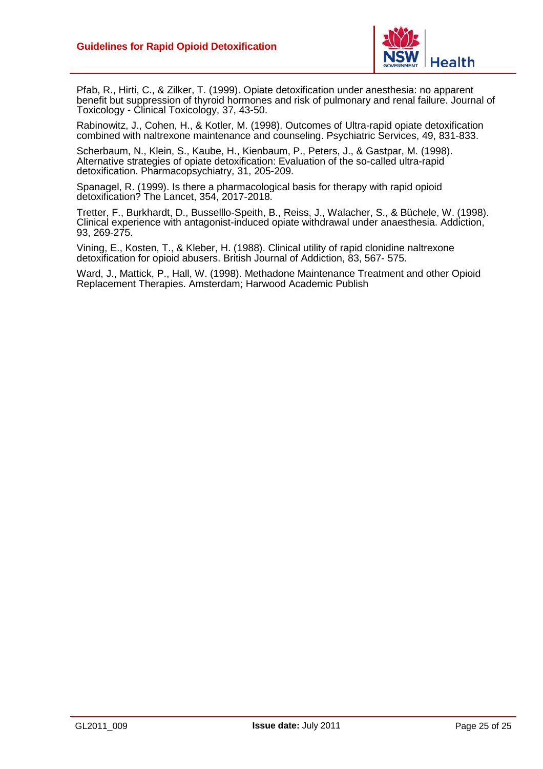Pfab, R., Hirti, C., & Zilker, T. (1999). Opiate detoxification under anesthesia: no apparent benefit but suppression of thyroid hormones and risk of pulmonary and renal failure. Journal of Toxicology - Clinical Toxicology, 37, 43-50.

Rabinowitz, J., Cohen, H., & Kotler, M. (1998). Outcomes of Ultra-rapid opiate detoxification combined with naltrexone maintenance and counseling. Psychiatric Services, 49, 831-833.

Scherbaum, N., Klein, S., Kaube, H., Kienbaum, P., Peters, J., & Gastpar, M. (1998). Alternative strategies of opiate detoxification: Evaluation of the so-called ultra-rapid detoxification. Pharmacopsychiatry, 31, 205-209.

Spanagel, R. (1999). Is there a pharmacological basis for therapy with rapid opioid detoxification? The Lancet, 354, 2017-2018.

Tretter, F., Burkhardt, D., Busselllo-Speith, B., Reiss, J., Walacher, S., & Büchele, W. (1998). Clinical experience with antagonist-induced opiate withdrawal under anaesthesia. Addiction, 93, 269-275.

Vining, E., Kosten, T., & Kleber, H. (1988). Clinical utility of rapid clonidine naltrexone detoxification for opioid abusers. British Journal of Addiction, 83, 567- 575.

Ward, J., Mattick, P., Hall, W. (1998). Methadone Maintenance Treatment and other Opioid Replacement Therapies. Amsterdam; Harwood Academic Publish